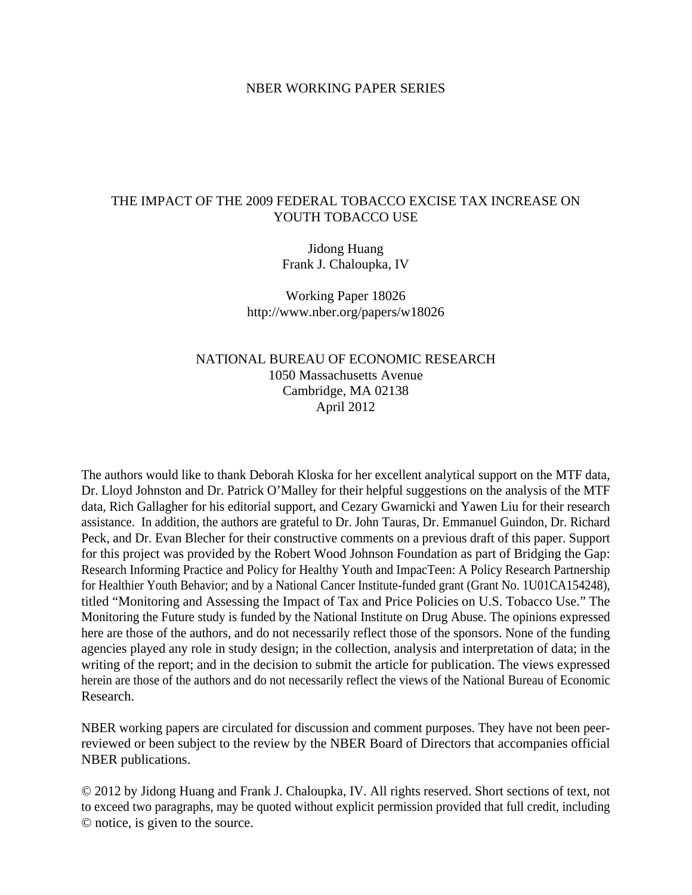NBER WORKING PAPER SERIES

# THE IMPACT OF THE 2009 FEDERAL TOBACCO EXCISE TAX INCREASE ON YOUTH TOBACCO USE

Jidong Huang
Frank J. Chaloupka, IV

Working Paper 18026
http://www.nber.org/papers/w18026

NATIONAL BUREAU OF ECONOMIC RESEARCH
1050 Massachusetts Avenue
Cambridge, MA 02138
April 2012

The authors would like to thank Deborah Kloska for her excellent analytical support on the MTF data, Dr. Lloyd Johnston and Dr. Patrick O'Malley for their helpful suggestions on the analysis of the MTF data, Rich Gallagher for his editorial support, and Cezary Gwarnicki and Yawen Liu for their research assistance. In addition, the authors are grateful to Dr. John Tauras, Dr. Emmanuel Guindon, Dr. Richard Peck, and Dr. Evan Blecher for their constructive comments on a previous draft of this paper. Support for this project was provided by the Robert Wood Johnson Foundation as part of Bridging the Gap: Research Informing Practice and Policy for Healthy Youth and ImpacTeen: A Policy Research Partnership for Healthier Youth Behavior; and by a National Cancer Institute-funded grant (Grant No. 1U01CA154248), titled "Monitoring and Assessing the Impact of Tax and Price Policies on U.S. Tobacco Use." The Monitoring the Future study is funded by the National Institute on Drug Abuse. The opinions expressed here are those of the authors, and do not necessarily reflect those of the sponsors. None of the funding agencies played any role in study design; in the collection, analysis and interpretation of data; in the writing of the report; and in the decision to submit the article for publication. The views expressed herein are those of the authors and do not necessarily reflect the views of the National Bureau of Economic Research.

NBER working papers are circulated for discussion and comment purposes. They have not been peer-reviewed or been subject to the review by the NBER Board of Directors that accompanies official NBER publications.

© 2012 by Jidong Huang and Frank J. Chaloupka, IV. All rights reserved. Short sections of text, not to exceed two paragraphs, may be quoted without explicit permission provided that full credit, including © notice, is given to the source.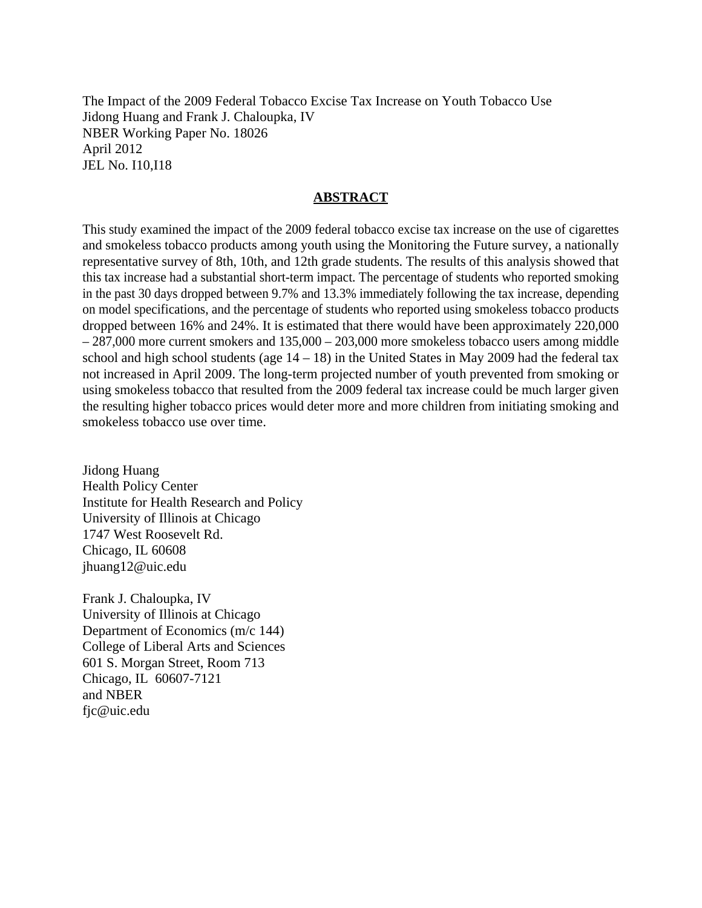The Impact of the 2009 Federal Tobacco Excise Tax Increase on Youth Tobacco Use
Jidong Huang and Frank J. Chaloupka, IV
NBER Working Paper No. 18026
April 2012
JEL No. I10,I18

## ABSTRACT

This study examined the impact of the 2009 federal tobacco excise tax increase on the use of cigarettes and smokeless tobacco products among youth using the Monitoring the Future survey, a nationally representative survey of 8th, 10th, and 12th grade students. The results of this analysis showed that this tax increase had a substantial short-term impact. The percentage of students who reported smoking in the past 30 days dropped between 9.7% and 13.3% immediately following the tax increase, depending on model specifications, and the percentage of students who reported using smokeless tobacco products dropped between 16% and 24%. It is estimated that there would have been approximately 220,000 – 287,000 more current smokers and 135,000 – 203,000 more smokeless tobacco users among middle school and high school students (age 14 – 18) in the United States in May 2009 had the federal tax not increased in April 2009. The long-term projected number of youth prevented from smoking or using smokeless tobacco that resulted from the 2009 federal tax increase could be much larger given the resulting higher tobacco prices would deter more and more children from initiating smoking and smokeless tobacco use over time.

Jidong Huang
Health Policy Center
Institute for Health Research and Policy
University of Illinois at Chicago
1747 West Roosevelt Rd.
Chicago, IL 60608
jhuang12@uic.edu

Frank J. Chaloupka, IV
University of Illinois at Chicago
Department of Economics (m/c 144)
College of Liberal Arts and Sciences
601 S. Morgan Street, Room 713
Chicago, IL 60607-7121
and NBER
fjc@uic.edu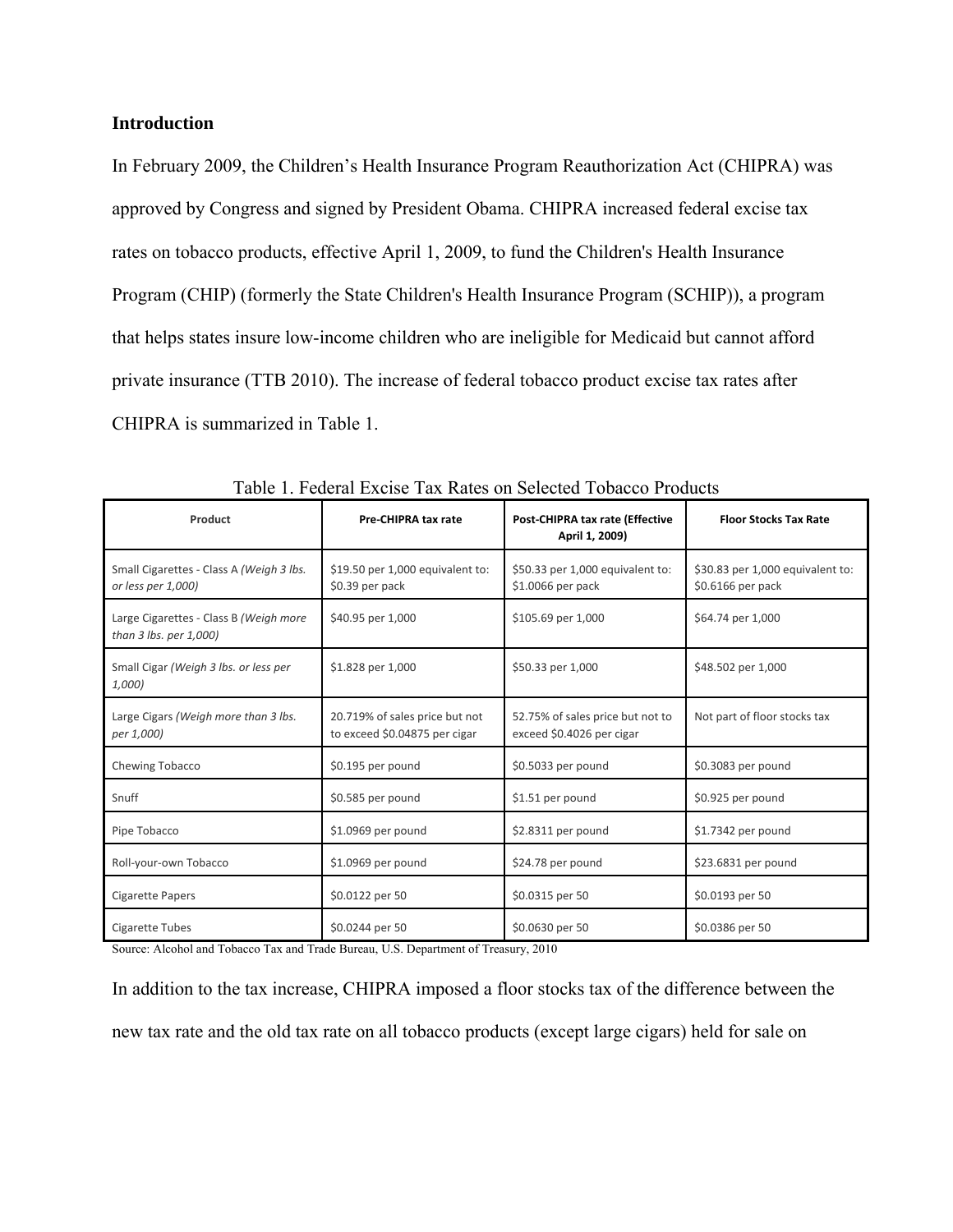## Introduction

In February 2009, the Children's Health Insurance Program Reauthorization Act (CHIPRA) was approved by Congress and signed by President Obama. CHIPRA increased federal excise tax rates on tobacco products, effective April 1, 2009, to fund the Children's Health Insurance Program (CHIP) (formerly the State Children's Health Insurance Program (SCHIP)), a program that helps states insure low-income children who are ineligible for Medicaid but cannot afford private insurance (TTB 2010). The increase of federal tobacco product excise tax rates after CHIPRA is summarized in Table 1.

Table 1. Federal Excise Tax Rates on Selected Tobacco Products

| Product | Pre-CHIPRA tax rate | Post-CHIPRA tax rate (Effective April 1, 2009) | Floor Stocks Tax Rate |
|---|---|---|---|
| Small Cigarettes - Class A *(Weigh 3 lbs. or less per 1,000)* | $19.50 per 1,000 equivalent to: $0.39 per pack | $50.33 per 1,000 equivalent to: $1.0066 per pack | $30.83 per 1,000 equivalent to: $0.6166 per pack |
| Large Cigarettes - Class B *(Weigh more than 3 lbs. per 1,000)* | $40.95 per 1,000 | $105.69 per 1,000 | $64.74 per 1,000 |
| Small Cigar *(Weigh 3 lbs. or less per 1,000)* | $1.828 per 1,000 | $50.33 per 1,000 | $48.502 per 1,000 |
| Large Cigars *(Weigh more than 3 lbs. per 1,000)* | 20.719% of sales price but not to exceed $0.04875 per cigar | 52.75% of sales price but not to exceed $0.4026 per cigar | Not part of floor stocks tax |
| Chewing Tobacco | $0.195 per pound | $0.5033 per pound | $0.3083 per pound |
| Snuff | $0.585 per pound | $1.51 per pound | $0.925 per pound |
| Pipe Tobacco | $1.0969 per pound | $2.8311 per pound | $1.7342 per pound |
| Roll-your-own Tobacco | $1.0969 per pound | $24.78 per pound | $23.6831 per pound |
| Cigarette Papers | $0.0122 per 50 | $0.0315 per 50 | $0.0193 per 50 |
| Cigarette Tubes | $0.0244 per 50 | $0.0630 per 50 | $0.0386 per 50 |

Source: Alcohol and Tobacco Tax and Trade Bureau, U.S. Department of Treasury, 2010

In addition to the tax increase, CHIPRA imposed a floor stocks tax of the difference between the new tax rate and the old tax rate on all tobacco products (except large cigars) held for sale on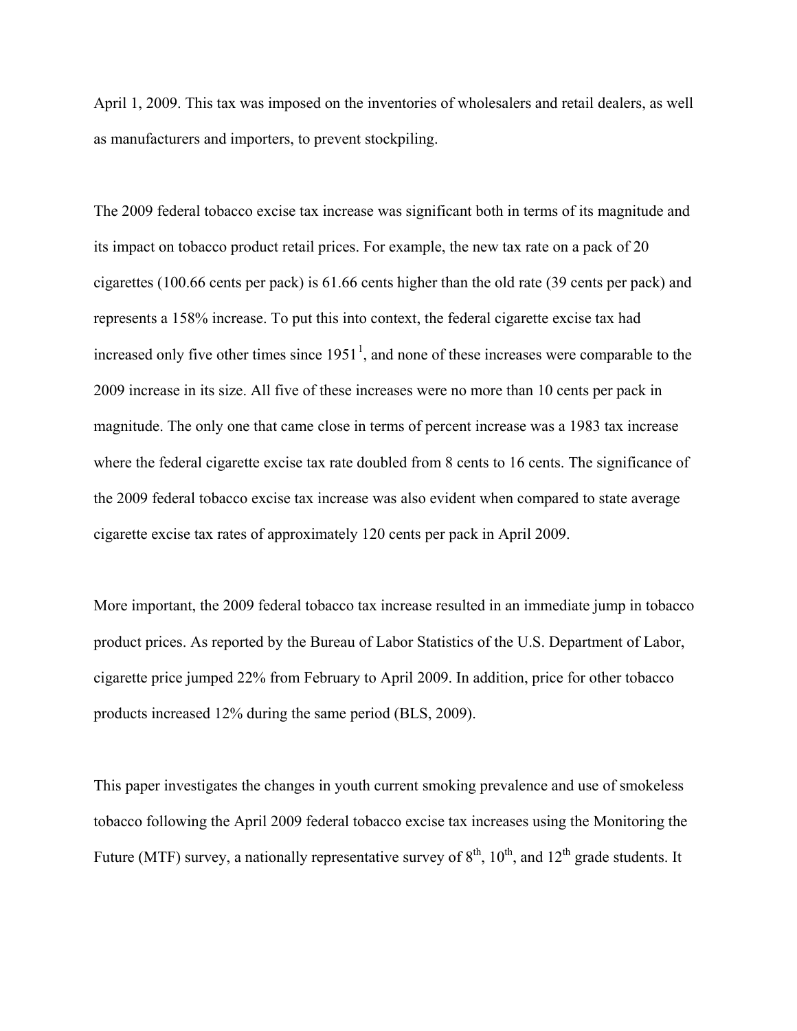April 1, 2009. This tax was imposed on the inventories of wholesalers and retail dealers, as well as manufacturers and importers, to prevent stockpiling.

The 2009 federal tobacco excise tax increase was significant both in terms of its magnitude and its impact on tobacco product retail prices. For example, the new tax rate on a pack of 20 cigarettes (100.66 cents per pack) is 61.66 cents higher than the old rate (39 cents per pack) and represents a 158% increase. To put this into context, the federal cigarette excise tax had increased only five other times since 1951[1], and none of these increases were comparable to the 2009 increase in its size. All five of these increases were no more than 10 cents per pack in magnitude. The only one that came close in terms of percent increase was a 1983 tax increase where the federal cigarette excise tax rate doubled from 8 cents to 16 cents. The significance of the 2009 federal tobacco excise tax increase was also evident when compared to state average cigarette excise tax rates of approximately 120 cents per pack in April 2009.

More important, the 2009 federal tobacco tax increase resulted in an immediate jump in tobacco product prices. As reported by the Bureau of Labor Statistics of the U.S. Department of Labor, cigarette price jumped 22% from February to April 2009. In addition, price for other tobacco products increased 12% during the same period (BLS, 2009).

This paper investigates the changes in youth current smoking prevalence and use of smokeless tobacco following the April 2009 federal tobacco excise tax increases using the Monitoring the Future (MTF) survey, a nationally representative survey of 8th, 10th, and 12th grade students. It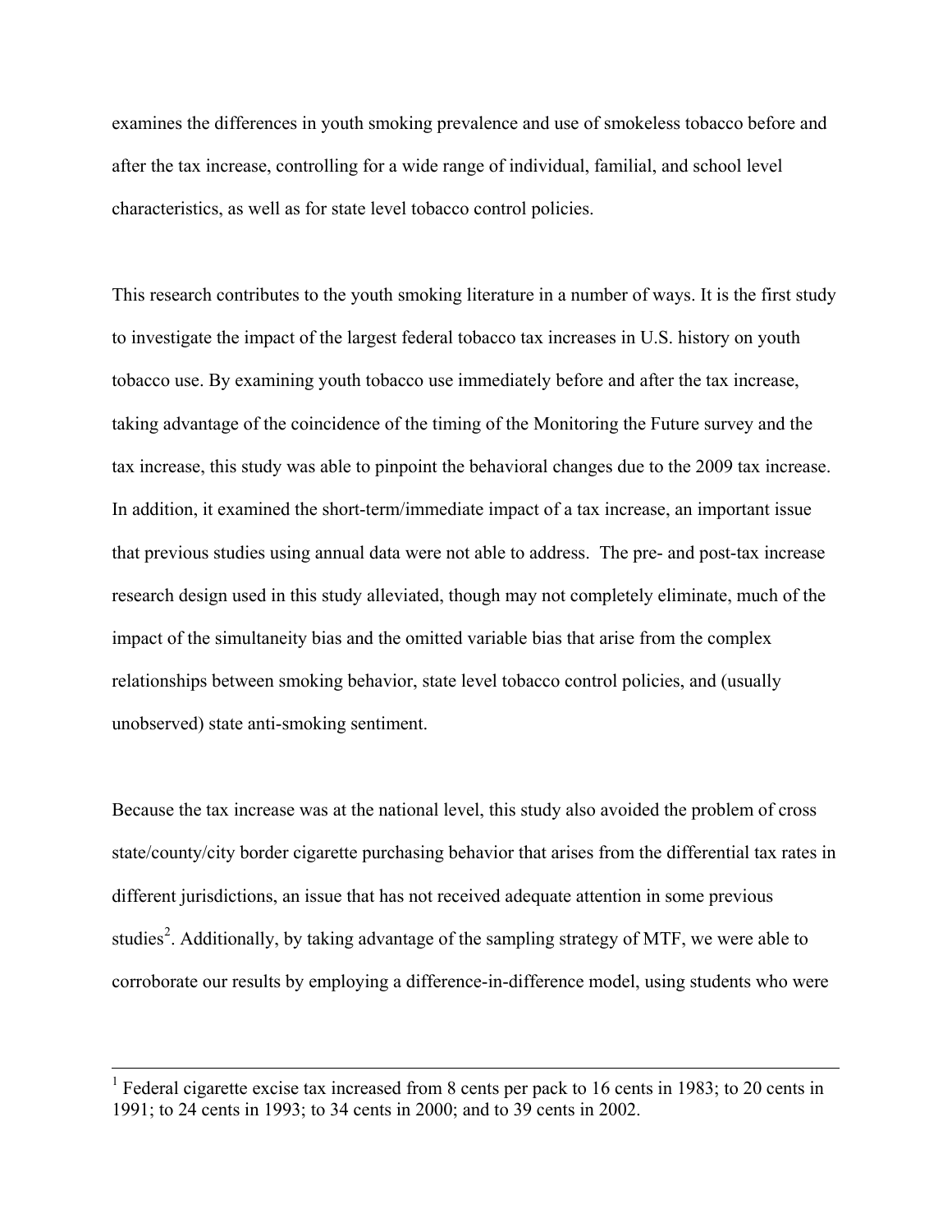examines the differences in youth smoking prevalence and use of smokeless tobacco before and after the tax increase, controlling for a wide range of individual, familial, and school level characteristics, as well as for state level tobacco control policies.

This research contributes to the youth smoking literature in a number of ways. It is the first study to investigate the impact of the largest federal tobacco tax increases in U.S. history on youth tobacco use. By examining youth tobacco use immediately before and after the tax increase, taking advantage of the coincidence of the timing of the Monitoring the Future survey and the tax increase, this study was able to pinpoint the behavioral changes due to the 2009 tax increase. In addition, it examined the short-term/immediate impact of a tax increase, an important issue that previous studies using annual data were not able to address. The pre- and post-tax increase research design used in this study alleviated, though may not completely eliminate, much of the impact of the simultaneity bias and the omitted variable bias that arise from the complex relationships between smoking behavior, state level tobacco control policies, and (usually unobserved) state anti-smoking sentiment.

Because the tax increase was at the national level, this study also avoided the problem of cross state/county/city border cigarette purchasing behavior that arises from the differential tax rates in different jurisdictions, an issue that has not received adequate attention in some previous studies[2]. Additionally, by taking advantage of the sampling strategy of MTF, we were able to corroborate our results by employing a difference-in-difference model, using students who were

---

[1] Federal cigarette excise tax increased from 8 cents per pack to 16 cents in 1983; to 20 cents in 1991; to 24 cents in 1993; to 34 cents in 2000; and to 39 cents in 2002.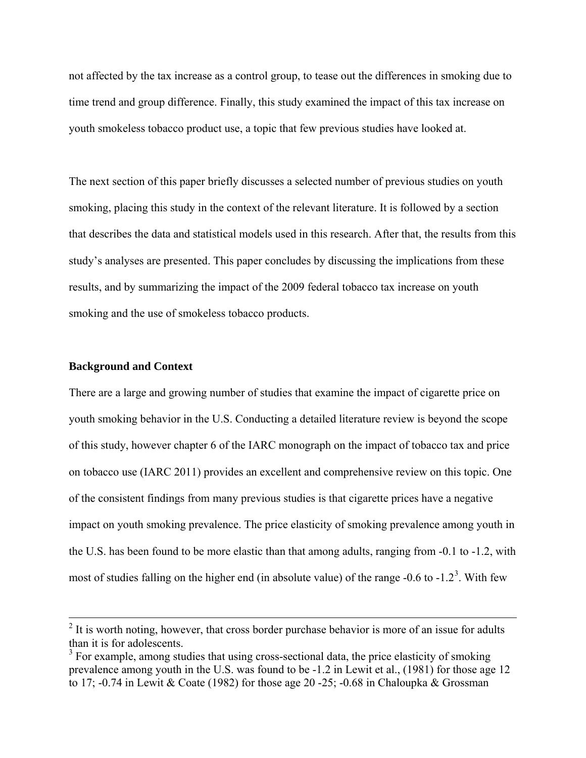not affected by the tax increase as a control group, to tease out the differences in smoking due to time trend and group difference. Finally, this study examined the impact of this tax increase on youth smokeless tobacco product use, a topic that few previous studies have looked at.

The next section of this paper briefly discusses a selected number of previous studies on youth smoking, placing this study in the context of the relevant literature. It is followed by a section that describes the data and statistical models used in this research. After that, the results from this study's analyses are presented. This paper concludes by discussing the implications from these results, and by summarizing the impact of the 2009 federal tobacco tax increase on youth smoking and the use of smokeless tobacco products.

**Background and Context**

There are a large and growing number of studies that examine the impact of cigarette price on youth smoking behavior in the U.S. Conducting a detailed literature review is beyond the scope of this study, however chapter 6 of the IARC monograph on the impact of tobacco tax and price on tobacco use (IARC 2011) provides an excellent and comprehensive review on this topic. One of the consistent findings from many previous studies is that cigarette prices have a negative impact on youth smoking prevalence. The price elasticity of smoking prevalence among youth in the U.S. has been found to be more elastic than that among adults, ranging from -0.1 to -1.2, with most of studies falling on the higher end (in absolute value) of the range -0.6 to -1.2[3]. With few

---

[2] It is worth noting, however, that cross border purchase behavior is more of an issue for adults than it is for adolescents.

[3] For example, among studies that using cross-sectional data, the price elasticity of smoking prevalence among youth in the U.S. was found to be -1.2 in Lewit et al., (1981) for those age 12 to 17; -0.74 in Lewit & Coate (1982) for those age 20 -25; -0.68 in Chaloupka & Grossman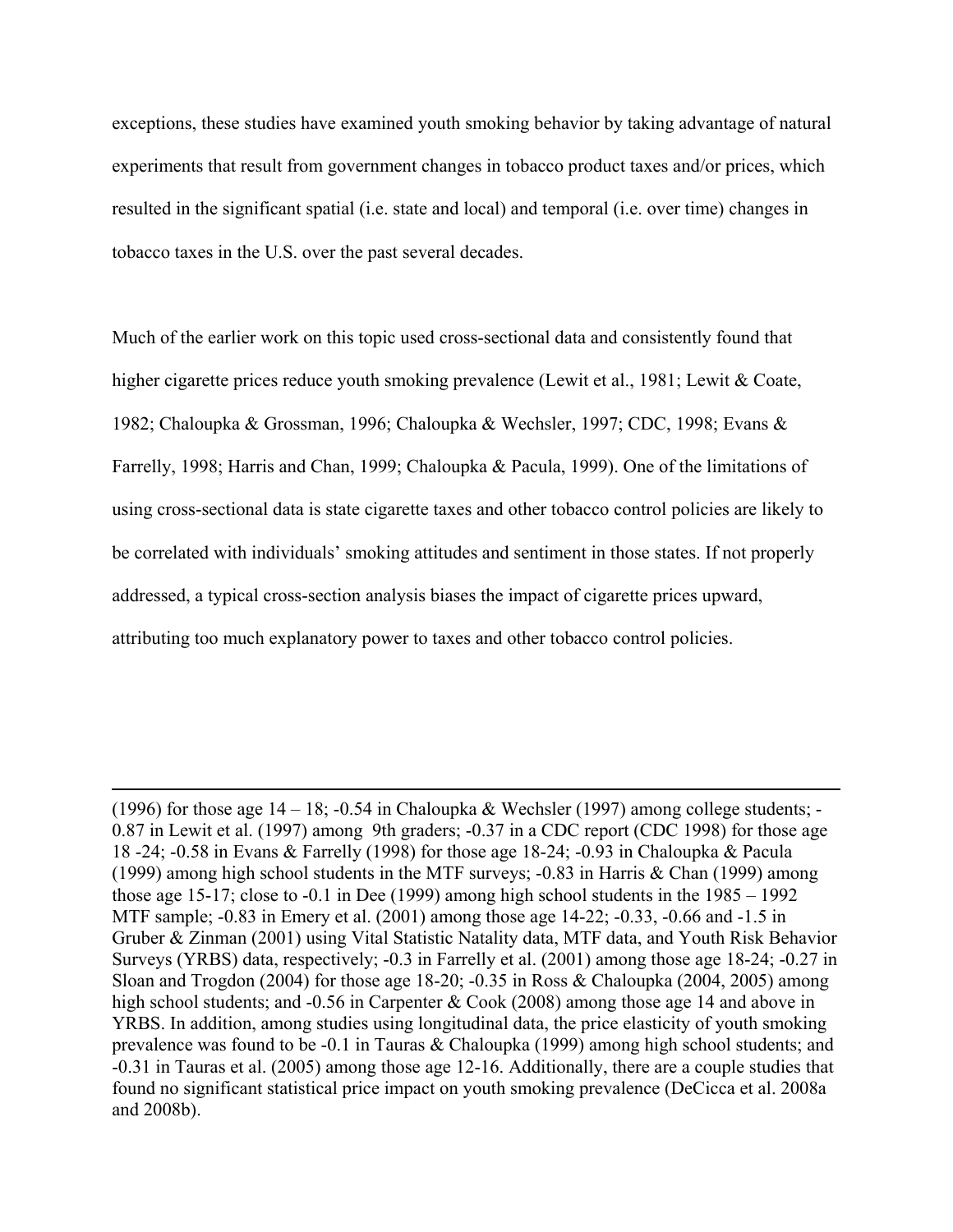exceptions, these studies have examined youth smoking behavior by taking advantage of natural experiments that result from government changes in tobacco product taxes and/or prices, which resulted in the significant spatial (i.e. state and local) and temporal (i.e. over time) changes in tobacco taxes in the U.S. over the past several decades.

Much of the earlier work on this topic used cross-sectional data and consistently found that higher cigarette prices reduce youth smoking prevalence (Lewit et al., 1981; Lewit & Coate, 1982; Chaloupka & Grossman, 1996; Chaloupka & Wechsler, 1997; CDC, 1998; Evans & Farrelly, 1998; Harris and Chan, 1999; Chaloupka & Pacula, 1999). One of the limitations of using cross-sectional data is state cigarette taxes and other tobacco control policies are likely to be correlated with individuals' smoking attitudes and sentiment in those states. If not properly addressed, a typical cross-section analysis biases the impact of cigarette prices upward, attributing too much explanatory power to taxes and other tobacco control policies.

---

(1996) for those age 14 – 18; -0.54 in Chaloupka & Wechsler (1997) among college students; -0.87 in Lewit et al. (1997) among 9th graders; -0.37 in a CDC report (CDC 1998) for those age 18 -24; -0.58 in Evans & Farrelly (1998) for those age 18-24; -0.93 in Chaloupka & Pacula (1999) among high school students in the MTF surveys; -0.83 in Harris & Chan (1999) among those age 15-17; close to -0.1 in Dee (1999) among high school students in the 1985 – 1992 MTF sample; -0.83 in Emery et al. (2001) among those age 14-22; -0.33, -0.66 and -1.5 in Gruber & Zinman (2001) using Vital Statistic Natality data, MTF data, and Youth Risk Behavior Surveys (YRBS) data, respectively; -0.3 in Farrelly et al. (2001) among those age 18-24; -0.27 in Sloan and Trogdon (2004) for those age 18-20; -0.35 in Ross & Chaloupka (2004, 2005) among high school students; and -0.56 in Carpenter & Cook (2008) among those age 14 and above in YRBS. In addition, among studies using longitudinal data, the price elasticity of youth smoking prevalence was found to be -0.1 in Tauras & Chaloupka (1999) among high school students; and -0.31 in Tauras et al. (2005) among those age 12-16. Additionally, there are a couple studies that found no significant statistical price impact on youth smoking prevalence (DeCicca et al. 2008a and 2008b).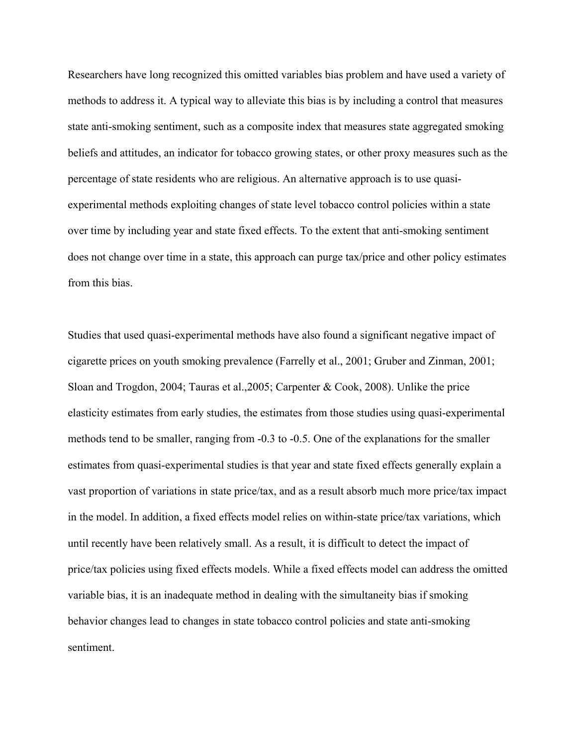Researchers have long recognized this omitted variables bias problem and have used a variety of methods to address it. A typical way to alleviate this bias is by including a control that measures state anti-smoking sentiment, such as a composite index that measures state aggregated smoking beliefs and attitudes, an indicator for tobacco growing states, or other proxy measures such as the percentage of state residents who are religious. An alternative approach is to use quasi-experimental methods exploiting changes of state level tobacco control policies within a state over time by including year and state fixed effects. To the extent that anti-smoking sentiment does not change over time in a state, this approach can purge tax/price and other policy estimates from this bias.

Studies that used quasi-experimental methods have also found a significant negative impact of cigarette prices on youth smoking prevalence (Farrelly et al., 2001; Gruber and Zinman, 2001; Sloan and Trogdon, 2004; Tauras et al.,2005; Carpenter & Cook, 2008). Unlike the price elasticity estimates from early studies, the estimates from those studies using quasi-experimental methods tend to be smaller, ranging from -0.3 to -0.5. One of the explanations for the smaller estimates from quasi-experimental studies is that year and state fixed effects generally explain a vast proportion of variations in state price/tax, and as a result absorb much more price/tax impact in the model. In addition, a fixed effects model relies on within-state price/tax variations, which until recently have been relatively small. As a result, it is difficult to detect the impact of price/tax policies using fixed effects models. While a fixed effects model can address the omitted variable bias, it is an inadequate method in dealing with the simultaneity bias if smoking behavior changes lead to changes in state tobacco control policies and state anti-smoking sentiment.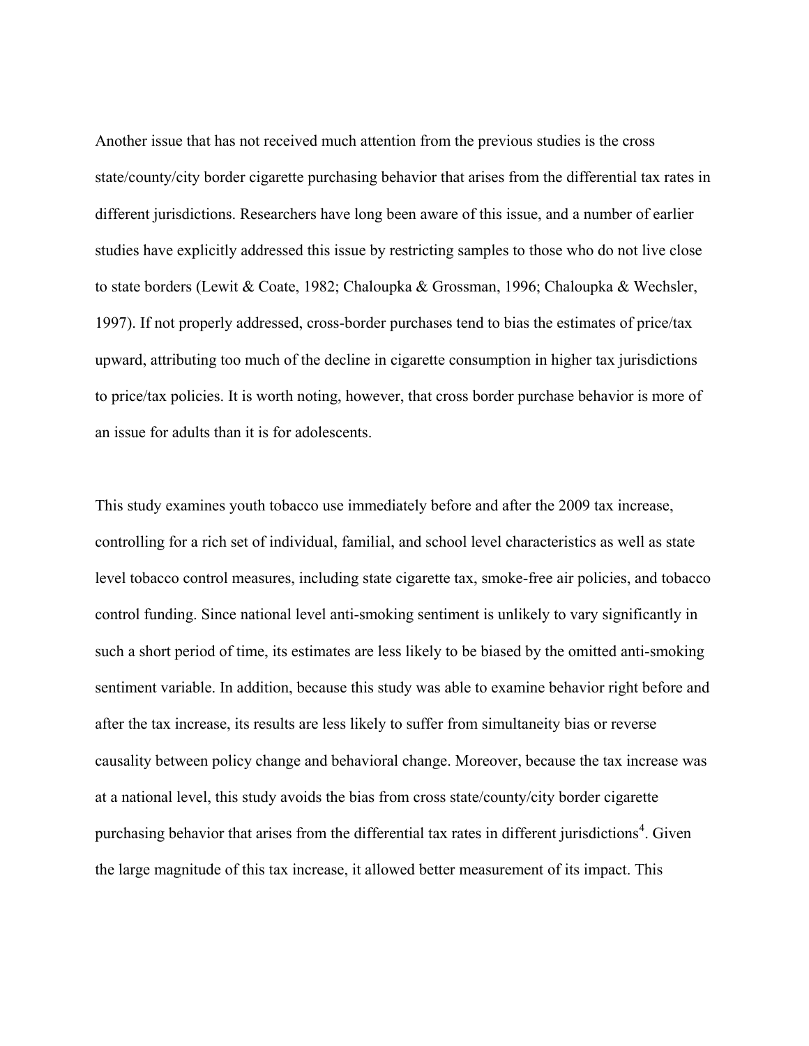Another issue that has not received much attention from the previous studies is the cross state/county/city border cigarette purchasing behavior that arises from the differential tax rates in different jurisdictions. Researchers have long been aware of this issue, and a number of earlier studies have explicitly addressed this issue by restricting samples to those who do not live close to state borders (Lewit & Coate, 1982; Chaloupka & Grossman, 1996; Chaloupka & Wechsler, 1997). If not properly addressed, cross-border purchases tend to bias the estimates of price/tax upward, attributing too much of the decline in cigarette consumption in higher tax jurisdictions to price/tax policies. It is worth noting, however, that cross border purchase behavior is more of an issue for adults than it is for adolescents.

This study examines youth tobacco use immediately before and after the 2009 tax increase, controlling for a rich set of individual, familial, and school level characteristics as well as state level tobacco control measures, including state cigarette tax, smoke-free air policies, and tobacco control funding. Since national level anti-smoking sentiment is unlikely to vary significantly in such a short period of time, its estimates are less likely to be biased by the omitted anti-smoking sentiment variable. In addition, because this study was able to examine behavior right before and after the tax increase, its results are less likely to suffer from simultaneity bias or reverse causality between policy change and behavioral change. Moreover, because the tax increase was at a national level, this study avoids the bias from cross state/county/city border cigarette purchasing behavior that arises from the differential tax rates in different jurisdictions[4]. Given the large magnitude of this tax increase, it allowed better measurement of its impact. This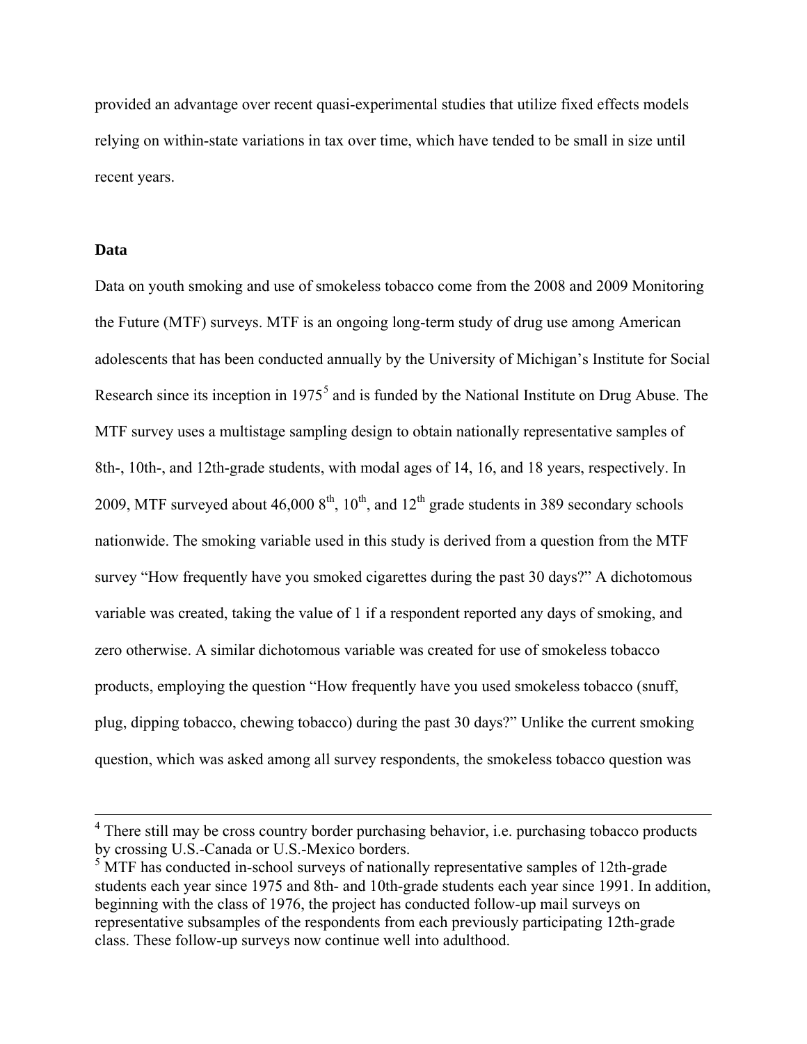provided an advantage over recent quasi-experimental studies that utilize fixed effects models relying on within-state variations in tax over time, which have tended to be small in size until recent years.

## Data

Data on youth smoking and use of smokeless tobacco come from the 2008 and 2009 Monitoring the Future (MTF) surveys. MTF is an ongoing long-term study of drug use among American adolescents that has been conducted annually by the University of Michigan's Institute for Social Research since its inception in 1975[5] and is funded by the National Institute on Drug Abuse. The MTF survey uses a multistage sampling design to obtain nationally representative samples of 8th-, 10th-, and 12th-grade students, with modal ages of 14, 16, and 18 years, respectively. In 2009, MTF surveyed about 46,000 8th, 10th, and 12th grade students in 389 secondary schools nationwide. The smoking variable used in this study is derived from a question from the MTF survey "How frequently have you smoked cigarettes during the past 30 days?" A dichotomous variable was created, taking the value of 1 if a respondent reported any days of smoking, and zero otherwise. A similar dichotomous variable was created for use of smokeless tobacco products, employing the question "How frequently have you used smokeless tobacco (snuff, plug, dipping tobacco, chewing tobacco) during the past 30 days?" Unlike the current smoking question, which was asked among all survey respondents, the smokeless tobacco question was

---

[4] There still may be cross country border purchasing behavior, i.e. purchasing tobacco products by crossing U.S.-Canada or U.S.-Mexico borders.

[5] MTF has conducted in-school surveys of nationally representative samples of 12th-grade students each year since 1975 and 8th- and 10th-grade students each year since 1991. In addition, beginning with the class of 1976, the project has conducted follow-up mail surveys on representative subsamples of the respondents from each previously participating 12th-grade class. These follow-up surveys now continue well into adulthood.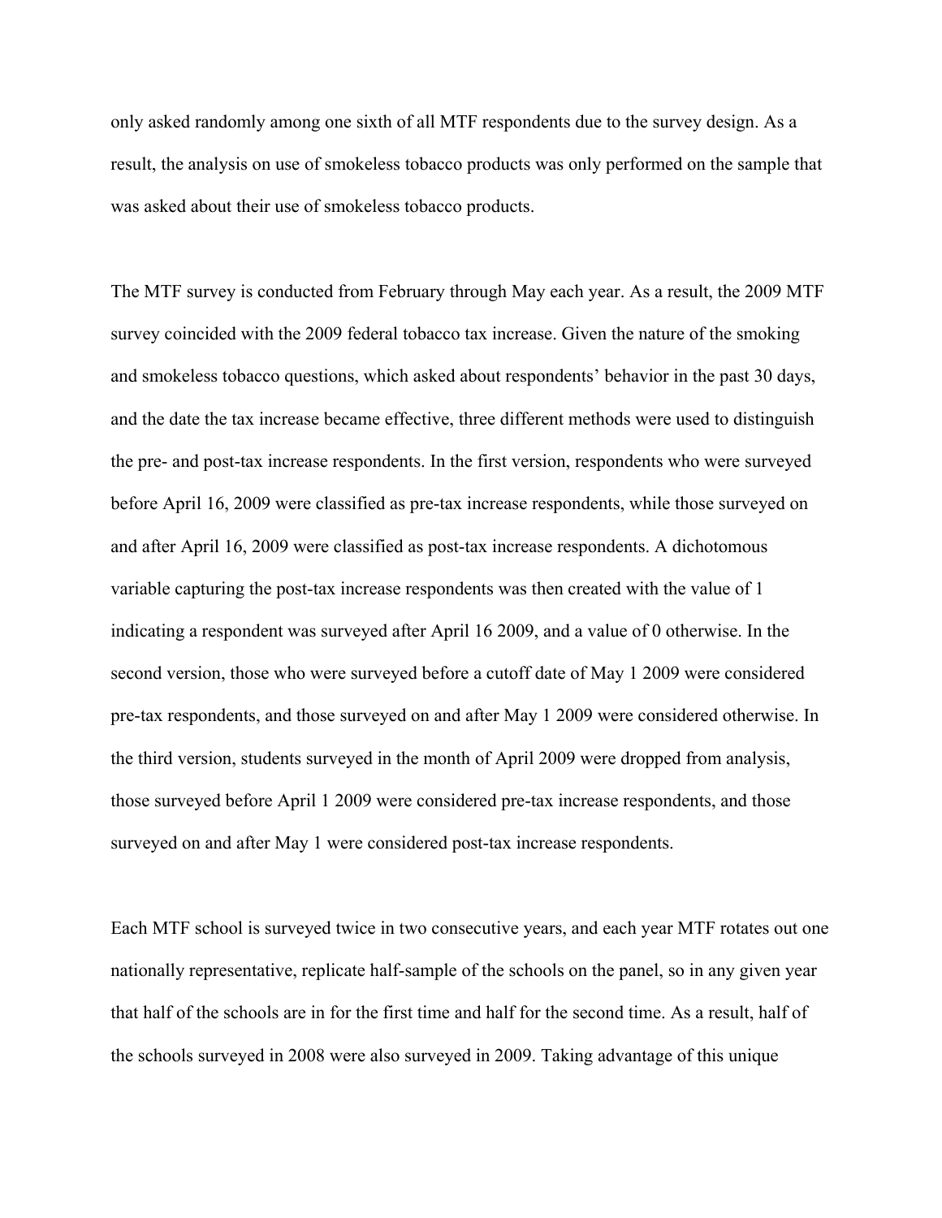only asked randomly among one sixth of all MTF respondents due to the survey design. As a result, the analysis on use of smokeless tobacco products was only performed on the sample that was asked about their use of smokeless tobacco products.

The MTF survey is conducted from February through May each year. As a result, the 2009 MTF survey coincided with the 2009 federal tobacco tax increase. Given the nature of the smoking and smokeless tobacco questions, which asked about respondents' behavior in the past 30 days, and the date the tax increase became effective, three different methods were used to distinguish the pre- and post-tax increase respondents. In the first version, respondents who were surveyed before April 16, 2009 were classified as pre-tax increase respondents, while those surveyed on and after April 16, 2009 were classified as post-tax increase respondents. A dichotomous variable capturing the post-tax increase respondents was then created with the value of 1 indicating a respondent was surveyed after April 16 2009, and a value of 0 otherwise. In the second version, those who were surveyed before a cutoff date of May 1 2009 were considered pre-tax respondents, and those surveyed on and after May 1 2009 were considered otherwise. In the third version, students surveyed in the month of April 2009 were dropped from analysis, those surveyed before April 1 2009 were considered pre-tax increase respondents, and those surveyed on and after May 1 were considered post-tax increase respondents.

Each MTF school is surveyed twice in two consecutive years, and each year MTF rotates out one nationally representative, replicate half-sample of the schools on the panel, so in any given year that half of the schools are in for the first time and half for the second time. As a result, half of the schools surveyed in 2008 were also surveyed in 2009. Taking advantage of this unique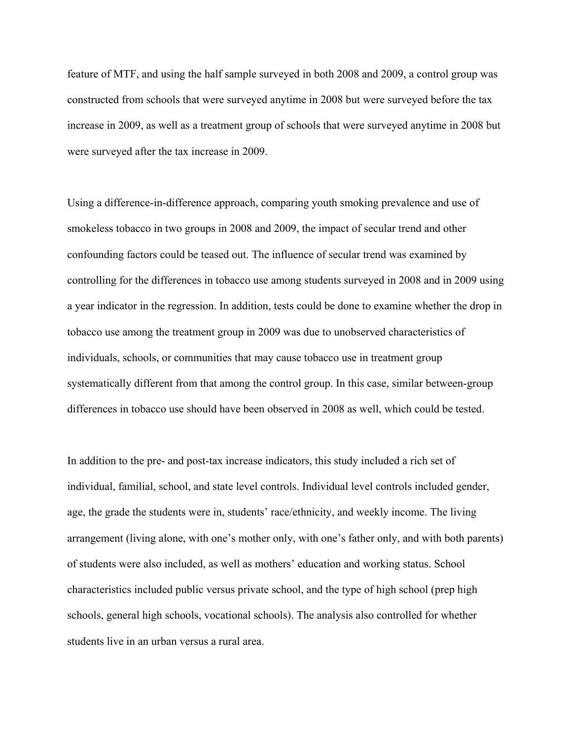feature of MTF, and using the half sample surveyed in both 2008 and 2009, a control group was constructed from schools that were surveyed anytime in 2008 but were surveyed before the tax increase in 2009, as well as a treatment group of schools that were surveyed anytime in 2008 but were surveyed after the tax increase in 2009.

Using a difference-in-difference approach, comparing youth smoking prevalence and use of smokeless tobacco in two groups in 2008 and 2009, the impact of secular trend and other confounding factors could be teased out. The influence of secular trend was examined by controlling for the differences in tobacco use among students surveyed in 2008 and in 2009 using a year indicator in the regression. In addition, tests could be done to examine whether the drop in tobacco use among the treatment group in 2009 was due to unobserved characteristics of individuals, schools, or communities that may cause tobacco use in treatment group systematically different from that among the control group. In this case, similar between-group differences in tobacco use should have been observed in 2008 as well, which could be tested.

In addition to the pre- and post-tax increase indicators, this study included a rich set of individual, familial, school, and state level controls. Individual level controls included gender, age, the grade the students were in, students' race/ethnicity, and weekly income. The living arrangement (living alone, with one's mother only, with one's father only, and with both parents) of students were also included, as well as mothers' education and working status. School characteristics included public versus private school, and the type of high school (prep high schools, general high schools, vocational schools). The analysis also controlled for whether students live in an urban versus a rural area.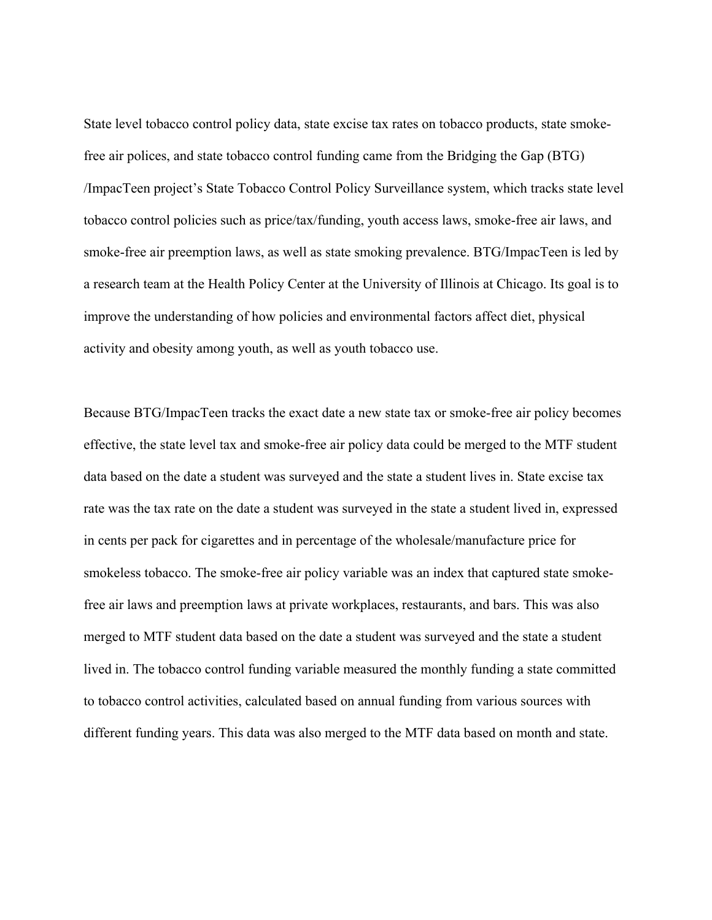State level tobacco control policy data, state excise tax rates on tobacco products, state smoke-free air polices, and state tobacco control funding came from the Bridging the Gap (BTG) /ImpacTeen project's State Tobacco Control Policy Surveillance system, which tracks state level tobacco control policies such as price/tax/funding, youth access laws, smoke-free air laws, and smoke-free air preemption laws, as well as state smoking prevalence. BTG/ImpacTeen is led by a research team at the Health Policy Center at the University of Illinois at Chicago. Its goal is to improve the understanding of how policies and environmental factors affect diet, physical activity and obesity among youth, as well as youth tobacco use.

Because BTG/ImpacTeen tracks the exact date a new state tax or smoke-free air policy becomes effective, the state level tax and smoke-free air policy data could be merged to the MTF student data based on the date a student was surveyed and the state a student lives in. State excise tax rate was the tax rate on the date a student was surveyed in the state a student lived in, expressed in cents per pack for cigarettes and in percentage of the wholesale/manufacture price for smokeless tobacco. The smoke-free air policy variable was an index that captured state smoke-free air laws and preemption laws at private workplaces, restaurants, and bars. This was also merged to MTF student data based on the date a student was surveyed and the state a student lived in. The tobacco control funding variable measured the monthly funding a state committed to tobacco control activities, calculated based on annual funding from various sources with different funding years. This data was also merged to the MTF data based on month and state.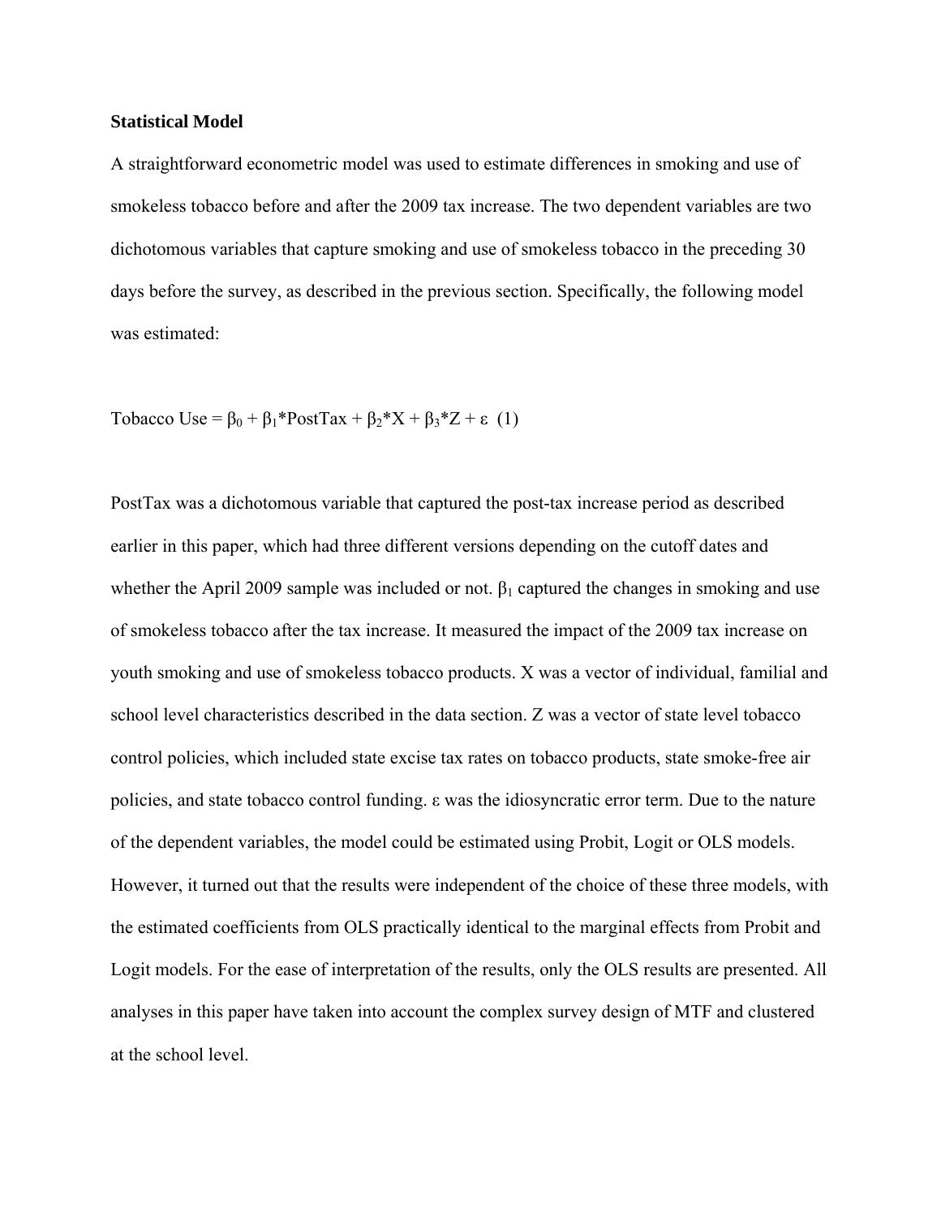**Statistical Model**

A straightforward econometric model was used to estimate differences in smoking and use of smokeless tobacco before and after the 2009 tax increase. The two dependent variables are two dichotomous variables that capture smoking and use of smokeless tobacco in the preceding 30 days before the survey, as described in the previous section. Specifically, the following model was estimated:

$$\text{Tobacco Use} = \beta_0 + \beta_1 * \text{PostTax} + \beta_2 * X + \beta_3 * Z + \varepsilon \quad (1)$$

PostTax was a dichotomous variable that captured the post-tax increase period as described earlier in this paper, which had three different versions depending on the cutoff dates and whether the April 2009 sample was included or not. $\beta_1$ captured the changes in smoking and use of smokeless tobacco after the tax increase. It measured the impact of the 2009 tax increase on youth smoking and use of smokeless tobacco products. X was a vector of individual, familial and school level characteristics described in the data section. Z was a vector of state level tobacco control policies, which included state excise tax rates on tobacco products, state smoke-free air policies, and state tobacco control funding. $\varepsilon$ was the idiosyncratic error term. Due to the nature of the dependent variables, the model could be estimated using Probit, Logit or OLS models. However, it turned out that the results were independent of the choice of these three models, with the estimated coefficients from OLS practically identical to the marginal effects from Probit and Logit models. For the ease of interpretation of the results, only the OLS results are presented. All analyses in this paper have taken into account the complex survey design of MTF and clustered at the school level.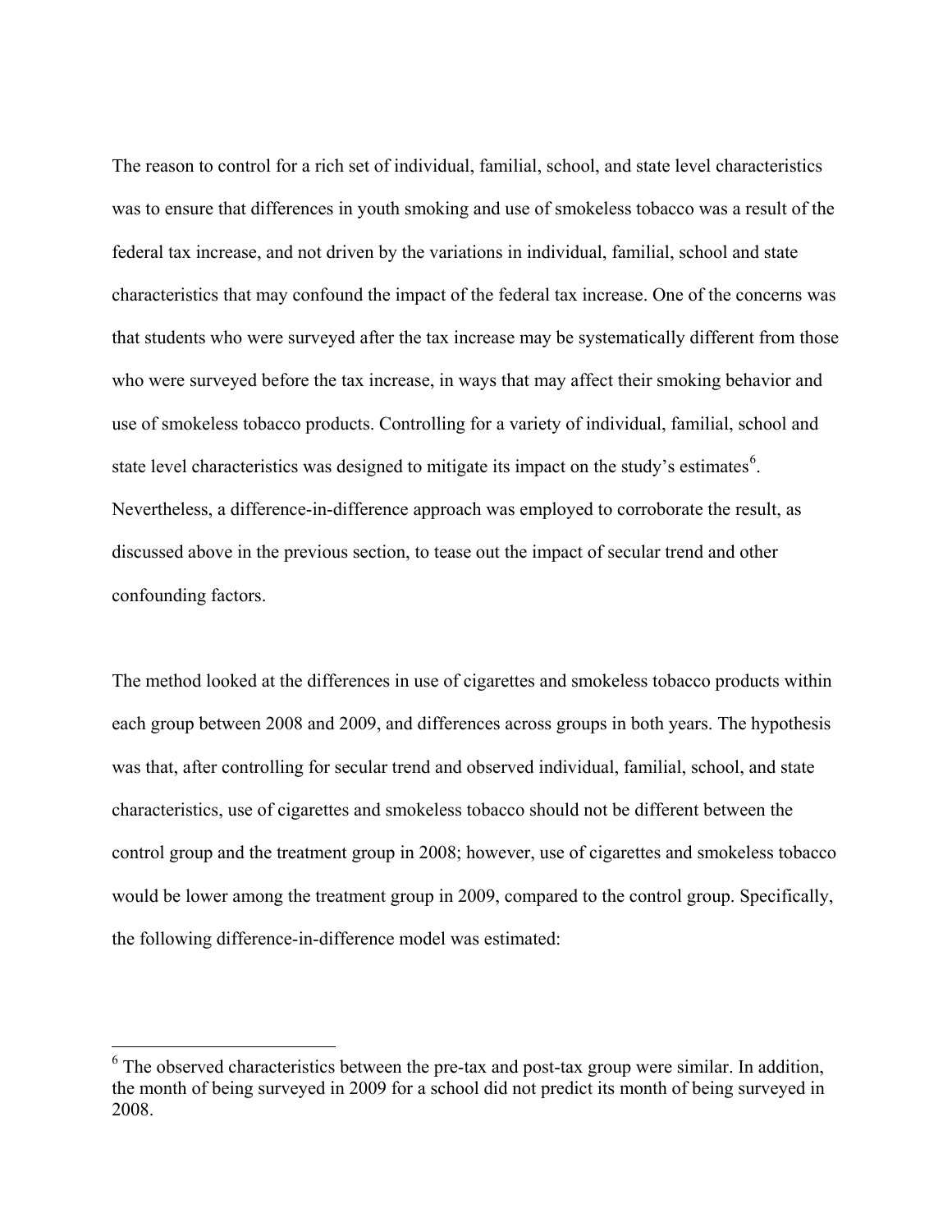The reason to control for a rich set of individual, familial, school, and state level characteristics was to ensure that differences in youth smoking and use of smokeless tobacco was a result of the federal tax increase, and not driven by the variations in individual, familial, school and state characteristics that may confound the impact of the federal tax increase. One of the concerns was that students who were surveyed after the tax increase may be systematically different from those who were surveyed before the tax increase, in ways that may affect their smoking behavior and use of smokeless tobacco products. Controlling for a variety of individual, familial, school and state level characteristics was designed to mitigate its impact on the study's estimates[6]. Nevertheless, a difference-in-difference approach was employed to corroborate the result, as discussed above in the previous section, to tease out the impact of secular trend and other confounding factors.

The method looked at the differences in use of cigarettes and smokeless tobacco products within each group between 2008 and 2009, and differences across groups in both years. The hypothesis was that, after controlling for secular trend and observed individual, familial, school, and state characteristics, use of cigarettes and smokeless tobacco should not be different between the control group and the treatment group in 2008; however, use of cigarettes and smokeless tobacco would be lower among the treatment group in 2009, compared to the control group. Specifically, the following difference-in-difference model was estimated:

---

[6] The observed characteristics between the pre-tax and post-tax group were similar. In addition, the month of being surveyed in 2009 for a school did not predict its month of being surveyed in 2008.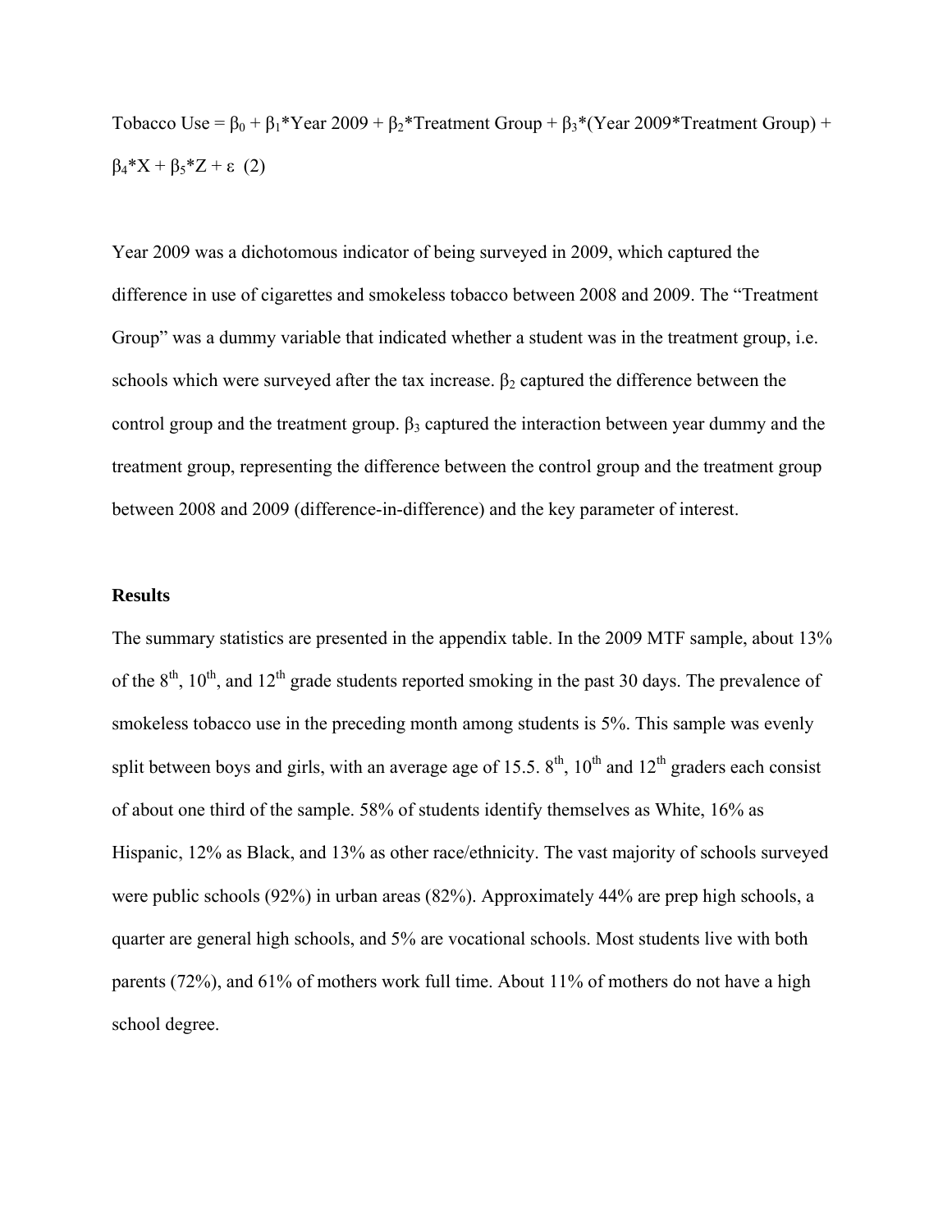$$\text{Tobacco Use} = \beta_0 + \beta_1\text{*Year 2009} + \beta_2\text{*Treatment Group} + \beta_3\text{*(Year 2009*Treatment Group)} + \beta_4\text{*X} + \beta_5\text{*Z} + \varepsilon \quad (2)$$

Year 2009 was a dichotomous indicator of being surveyed in 2009, which captured the difference in use of cigarettes and smokeless tobacco between 2008 and 2009. The "Treatment Group" was a dummy variable that indicated whether a student was in the treatment group, i.e. schools which were surveyed after the tax increase. $\beta_2$ captured the difference between the control group and the treatment group. $\beta_3$ captured the interaction between year dummy and the treatment group, representing the difference between the control group and the treatment group between 2008 and 2009 (difference-in-difference) and the key parameter of interest.

**Results**

The summary statistics are presented in the appendix table. In the 2009 MTF sample, about 13% of the 8th, 10th, and 12th grade students reported smoking in the past 30 days. The prevalence of smokeless tobacco use in the preceding month among students is 5%. This sample was evenly split between boys and girls, with an average age of 15.5. 8th, 10th and 12th graders each consist of about one third of the sample. 58% of students identify themselves as White, 16% as Hispanic, 12% as Black, and 13% as other race/ethnicity. The vast majority of schools surveyed were public schools (92%) in urban areas (82%). Approximately 44% are prep high schools, a quarter are general high schools, and 5% are vocational schools. Most students live with both parents (72%), and 61% of mothers work full time. About 11% of mothers do not have a high school degree.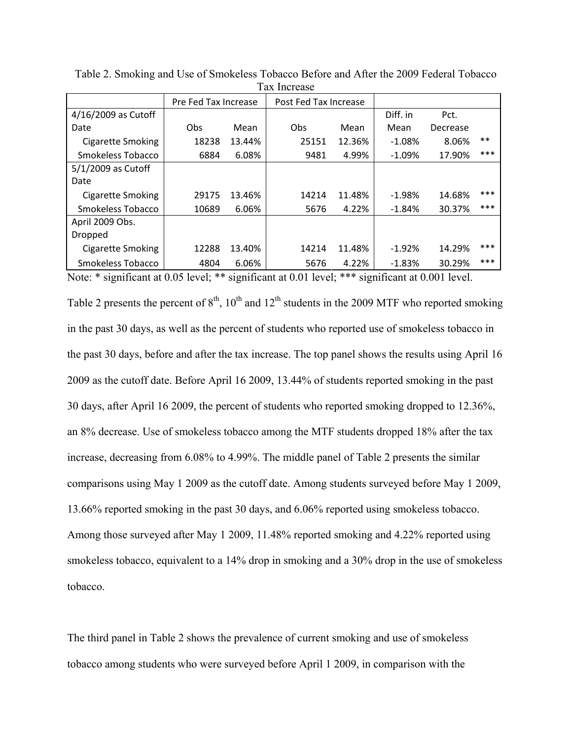Table 2. Smoking and Use of Smokeless Tobacco Before and After the 2009 Federal Tobacco Tax Increase

| | Pre Fed Tax Increase | | Post Fed Tax Increase | | | | |
|---|---|---|---|---|---|---|---|
| 4/16/2009 as Cutoff Date | Obs | Mean | Obs | Mean | Diff. in Mean | Pct. Decrease | |
| Cigarette Smoking | 18238 | 13.44% | 25151 | 12.36% | -1.08% | 8.06% | ** |
| Smokeless Tobacco | 6884 | 6.08% | 9481 | 4.99% | -1.09% | 17.90% | *** |
| 5/1/2009 as Cutoff Date | | | | | | | |
| Cigarette Smoking | 29175 | 13.46% | 14214 | 11.48% | -1.98% | 14.68% | *** |
| Smokeless Tobacco | 10689 | 6.06% | 5676 | 4.22% | -1.84% | 30.37% | *** |
| April 2009 Obs. Dropped | | | | | | | |
| Cigarette Smoking | 12288 | 13.40% | 14214 | 11.48% | -1.92% | 14.29% | *** |
| Smokeless Tobacco | 4804 | 6.06% | 5676 | 4.22% | -1.83% | 30.29% | *** |

Note: * significant at 0.05 level; ** significant at 0.01 level; *** significant at 0.001 level.

Table 2 presents the percent of 8th, 10th and 12th students in the 2009 MTF who reported smoking in the past 30 days, as well as the percent of students who reported use of smokeless tobacco in the past 30 days, before and after the tax increase. The top panel shows the results using April 16 2009 as the cutoff date. Before April 16 2009, 13.44% of students reported smoking in the past 30 days, after April 16 2009, the percent of students who reported smoking dropped to 12.36%, an 8% decrease. Use of smokeless tobacco among the MTF students dropped 18% after the tax increase, decreasing from 6.08% to 4.99%. The middle panel of Table 2 presents the similar comparisons using May 1 2009 as the cutoff date. Among students surveyed before May 1 2009, 13.66% reported smoking in the past 30 days, and 6.06% reported using smokeless tobacco. Among those surveyed after May 1 2009, 11.48% reported smoking and 4.22% reported using smokeless tobacco, equivalent to a 14% drop in smoking and a 30% drop in the use of smokeless tobacco.

The third panel in Table 2 shows the prevalence of current smoking and use of smokeless tobacco among students who were surveyed before April 1 2009, in comparison with the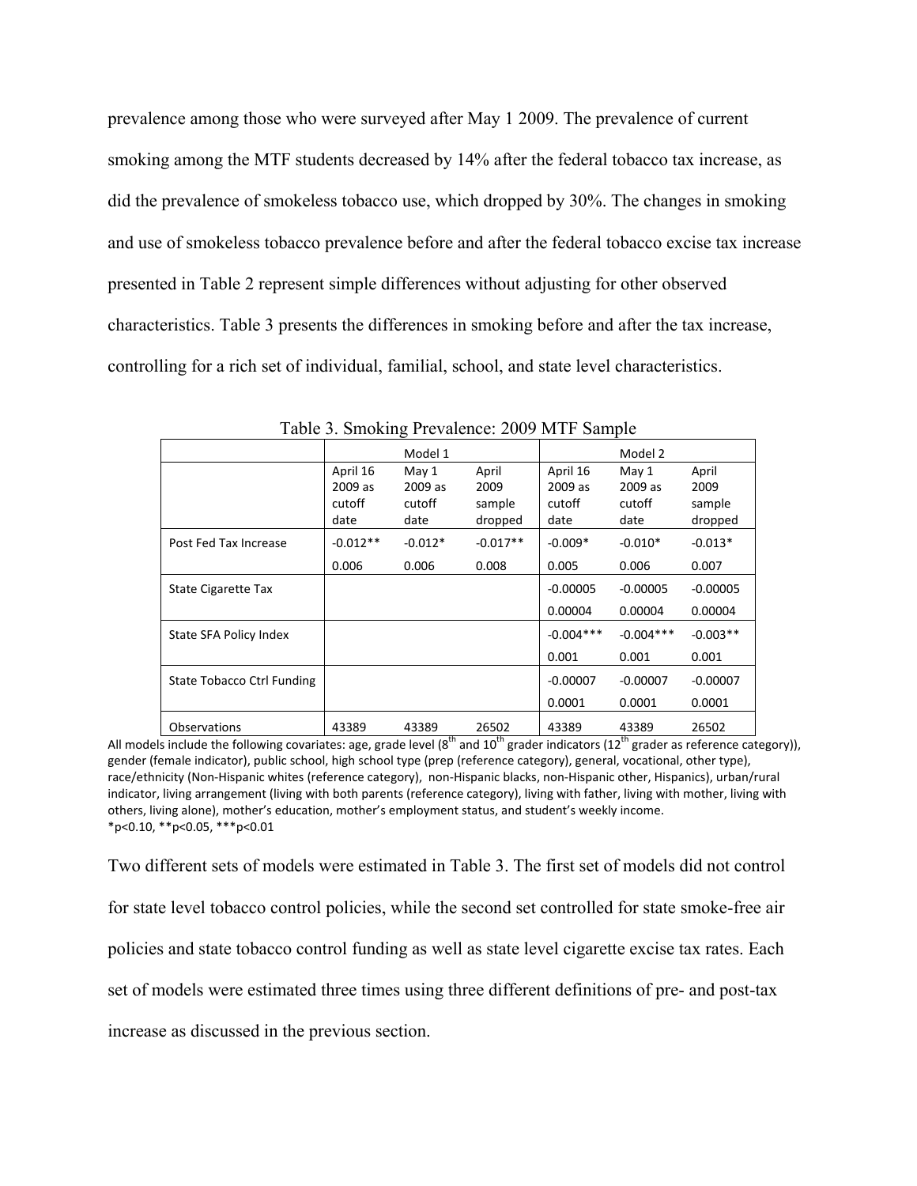prevalence among those who were surveyed after May 1 2009. The prevalence of current smoking among the MTF students decreased by 14% after the federal tobacco tax increase, as did the prevalence of smokeless tobacco use, which dropped by 30%. The changes in smoking and use of smokeless tobacco prevalence before and after the federal tobacco excise tax increase presented in Table 2 represent simple differences without adjusting for other observed characteristics. Table 3 presents the differences in smoking before and after the tax increase, controlling for a rich set of individual, familial, school, and state level characteristics.

Table 3. Smoking Prevalence: 2009 MTF Sample

| | Model 1 | | | Model 2 | | |
|---|---|---|---|---|---|---|
| | April 16 2009 as cutoff date | May 1 2009 as cutoff date | April 2009 sample dropped | April 16 2009 as cutoff date | May 1 2009 as cutoff date | April 2009 sample dropped |
| Post Fed Tax Increase | -0.012** | -0.012* | -0.017** | -0.009* | -0.010* | -0.013* |
| | 0.006 | 0.006 | 0.008 | 0.005 | 0.006 | 0.007 |
| State Cigarette Tax | | | | -0.00005 | -0.00005 | -0.00005 |
| | | | | 0.00004 | 0.00004 | 0.00004 |
| State SFA Policy Index | | | | -0.004*** | -0.004*** | -0.003** |
| | | | | 0.001 | 0.001 | 0.001 |
| State Tobacco Ctrl Funding | | | | -0.00007 | -0.00007 | -0.00007 |
| | | | | 0.0001 | 0.0001 | 0.0001 |
| Observations | 43389 | 43389 | 26502 | 43389 | 43389 | 26502 |

All models include the following covariates: age, grade level (8th and 10th grader indicators (12th grader as reference category)), gender (female indicator), public school, high school type (prep (reference category), general, vocational, other type), race/ethnicity (Non-Hispanic whites (reference category), non-Hispanic blacks, non-Hispanic other, Hispanics), urban/rural indicator, living arrangement (living with both parents (reference category), living with father, living with mother, living with others, living alone), mother's education, mother's employment status, and student's weekly income.
*p<0.10, **p<0.05, ***p<0.01

Two different sets of models were estimated in Table 3. The first set of models did not control for state level tobacco control policies, while the second set controlled for state smoke-free air policies and state tobacco control funding as well as state level cigarette excise tax rates. Each set of models were estimated three times using three different definitions of pre- and post-tax increase as discussed in the previous section.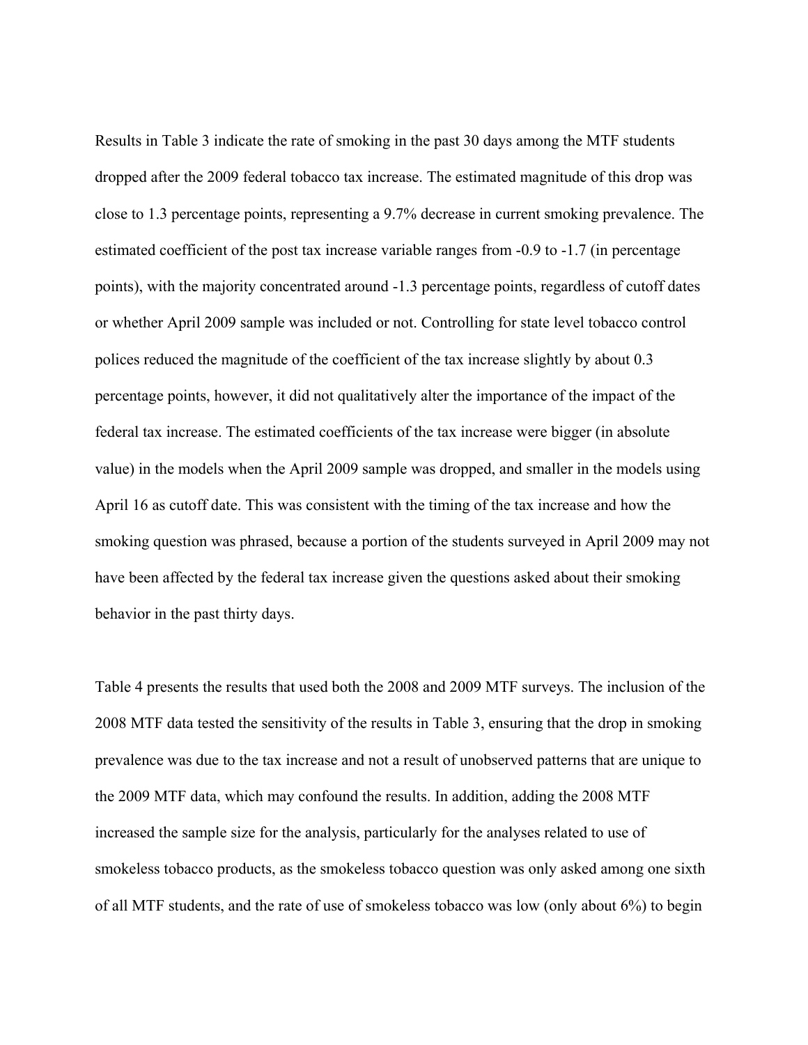Results in Table 3 indicate the rate of smoking in the past 30 days among the MTF students dropped after the 2009 federal tobacco tax increase. The estimated magnitude of this drop was close to 1.3 percentage points, representing a 9.7% decrease in current smoking prevalence. The estimated coefficient of the post tax increase variable ranges from -0.9 to -1.7 (in percentage points), with the majority concentrated around -1.3 percentage points, regardless of cutoff dates or whether April 2009 sample was included or not. Controlling for state level tobacco control polices reduced the magnitude of the coefficient of the tax increase slightly by about 0.3 percentage points, however, it did not qualitatively alter the importance of the impact of the federal tax increase. The estimated coefficients of the tax increase were bigger (in absolute value) in the models when the April 2009 sample was dropped, and smaller in the models using April 16 as cutoff date. This was consistent with the timing of the tax increase and how the smoking question was phrased, because a portion of the students surveyed in April 2009 may not have been affected by the federal tax increase given the questions asked about their smoking behavior in the past thirty days.

Table 4 presents the results that used both the 2008 and 2009 MTF surveys. The inclusion of the 2008 MTF data tested the sensitivity of the results in Table 3, ensuring that the drop in smoking prevalence was due to the tax increase and not a result of unobserved patterns that are unique to the 2009 MTF data, which may confound the results. In addition, adding the 2008 MTF increased the sample size for the analysis, particularly for the analyses related to use of smokeless tobacco products, as the smokeless tobacco question was only asked among one sixth of all MTF students, and the rate of use of smokeless tobacco was low (only about 6%) to begin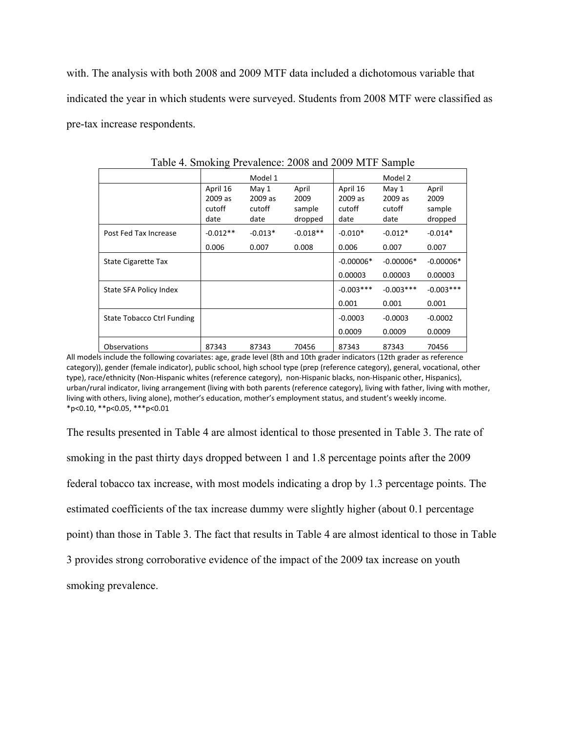with. The analysis with both 2008 and 2009 MTF data included a dichotomous variable that indicated the year in which students were surveyed. Students from 2008 MTF were classified as pre-tax increase respondents.

Table 4. Smoking Prevalence: 2008 and 2009 MTF Sample

| | Model 1 | | | Model 2 | | |
|---|---|---|---|---|---|---|
| | April 16 2009 as cutoff date | May 1 2009 as cutoff date | April 2009 sample dropped | April 16 2009 as cutoff date | May 1 2009 as cutoff date | April 2009 sample dropped |
| Post Fed Tax Increase | -0.012** | -0.013* | -0.018** | -0.010* | -0.012* | -0.014* |
| | 0.006 | 0.007 | 0.008 | 0.006 | 0.007 | 0.007 |
| State Cigarette Tax | | | | -0.00006* | -0.00006* | -0.00006* |
| | | | | 0.00003 | 0.00003 | 0.00003 |
| State SFA Policy Index | | | | -0.003*** | -0.003*** | -0.003*** |
| | | | | 0.001 | 0.001 | 0.001 |
| State Tobacco Ctrl Funding | | | | -0.0003 | -0.0003 | -0.0002 |
| | | | | 0.0009 | 0.0009 | 0.0009 |
| Observations | 87343 | 87343 | 70456 | 87343 | 87343 | 70456 |

All models include the following covariates: age, grade level (8th and 10th grader indicators (12th grader as reference category)), gender (female indicator), public school, high school type (prep (reference category), general, vocational, other type), race/ethnicity (Non-Hispanic whites (reference category), non-Hispanic blacks, non-Hispanic other, Hispanics), urban/rural indicator, living arrangement (living with both parents (reference category), living with father, living with mother, living with others, living alone), mother's education, mother's employment status, and student's weekly income.
*p<0.10, **p<0.05, ***p<0.01

The results presented in Table 4 are almost identical to those presented in Table 3. The rate of smoking in the past thirty days dropped between 1 and 1.8 percentage points after the 2009 federal tobacco tax increase, with most models indicating a drop by 1.3 percentage points. The estimated coefficients of the tax increase dummy were slightly higher (about 0.1 percentage point) than those in Table 3. The fact that results in Table 4 are almost identical to those in Table 3 provides strong corroborative evidence of the impact of the 2009 tax increase on youth smoking prevalence.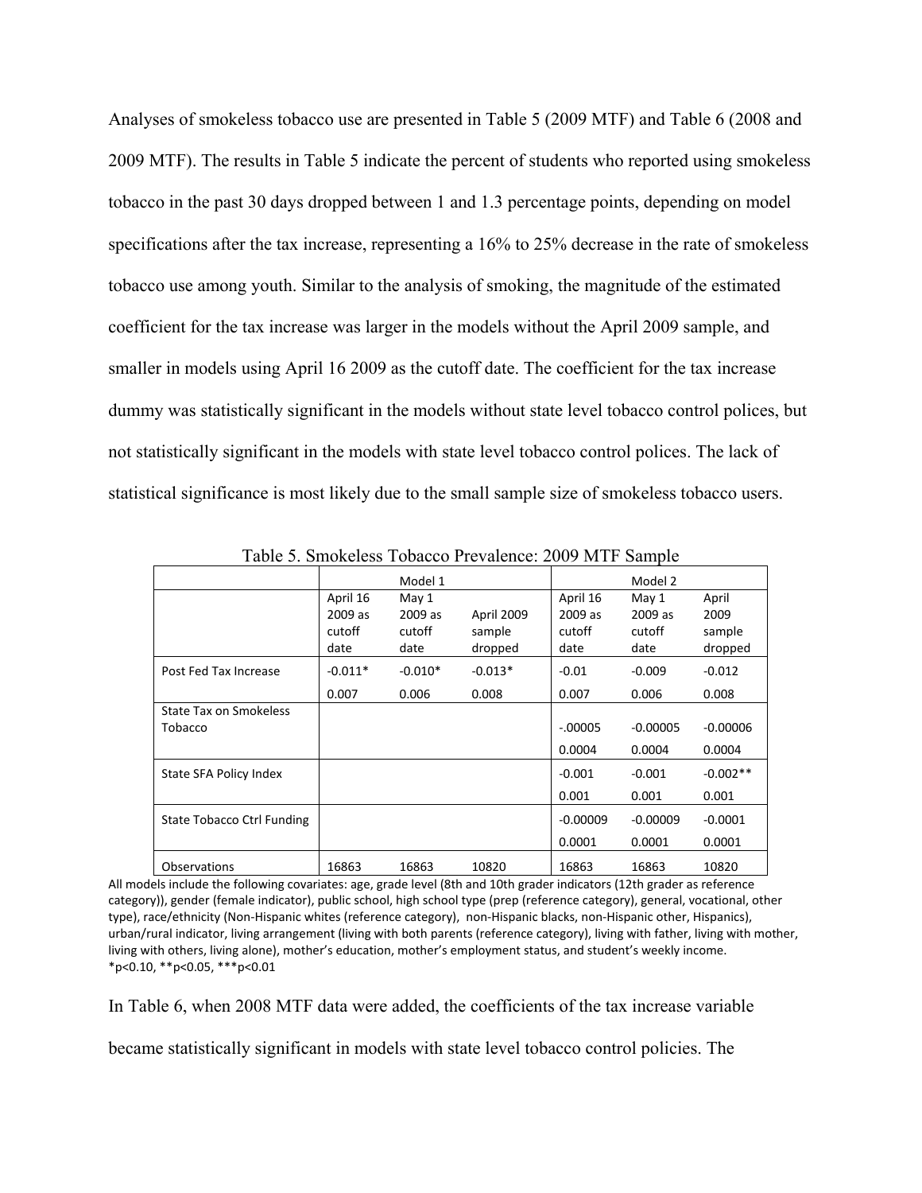Analyses of smokeless tobacco use are presented in Table 5 (2009 MTF) and Table 6 (2008 and 2009 MTF). The results in Table 5 indicate the percent of students who reported using smokeless tobacco in the past 30 days dropped between 1 and 1.3 percentage points, depending on model specifications after the tax increase, representing a 16% to 25% decrease in the rate of smokeless tobacco use among youth. Similar to the analysis of smoking, the magnitude of the estimated coefficient for the tax increase was larger in the models without the April 2009 sample, and smaller in models using April 16 2009 as the cutoff date. The coefficient for the tax increase dummy was statistically significant in the models without state level tobacco control polices, but not statistically significant in the models with state level tobacco control polices. The lack of statistical significance is most likely due to the small sample size of smokeless tobacco users.

Table 5. Smokeless Tobacco Prevalence: 2009 MTF Sample

| | Model 1 | | | Model 2 | | |
|---|---|---|---|---|---|---|
| | April 16 2009 as cutoff date | May 1 2009 as cutoff date | April 2009 sample dropped | April 16 2009 as cutoff date | May 1 2009 as cutoff date | April 2009 sample dropped |
| Post Fed Tax Increase | -0.011* | -0.010* | -0.013* | -0.01 | -0.009 | -0.012 |
| | 0.007 | 0.006 | 0.008 | 0.007 | 0.006 | 0.008 |
| State Tax on Smokeless Tobacco | | | | -.00005 | -0.00005 | -0.00006 |
| | | | | 0.0004 | 0.0004 | 0.0004 |
| State SFA Policy Index | | | | -0.001 | -0.001 | -0.002** |
| | | | | 0.001 | 0.001 | 0.001 |
| State Tobacco Ctrl Funding | | | | -0.00009 | -0.00009 | -0.0001 |
| | | | | 0.0001 | 0.0001 | 0.0001 |
| Observations | 16863 | 16863 | 10820 | 16863 | 16863 | 10820 |

All models include the following covariates: age, grade level (8th and 10th grader indicators (12th grader as reference category)), gender (female indicator), public school, high school type (prep (reference category), general, vocational, other type), race/ethnicity (Non-Hispanic whites (reference category), non-Hispanic blacks, non-Hispanic other, Hispanics), urban/rural indicator, living arrangement (living with both parents (reference category), living with father, living with mother, living with others, living alone), mother's education, mother's employment status, and student's weekly income.
*p<0.10, **p<0.05, ***p<0.01

In Table 6, when 2008 MTF data were added, the coefficients of the tax increase variable became statistically significant in models with state level tobacco control policies. The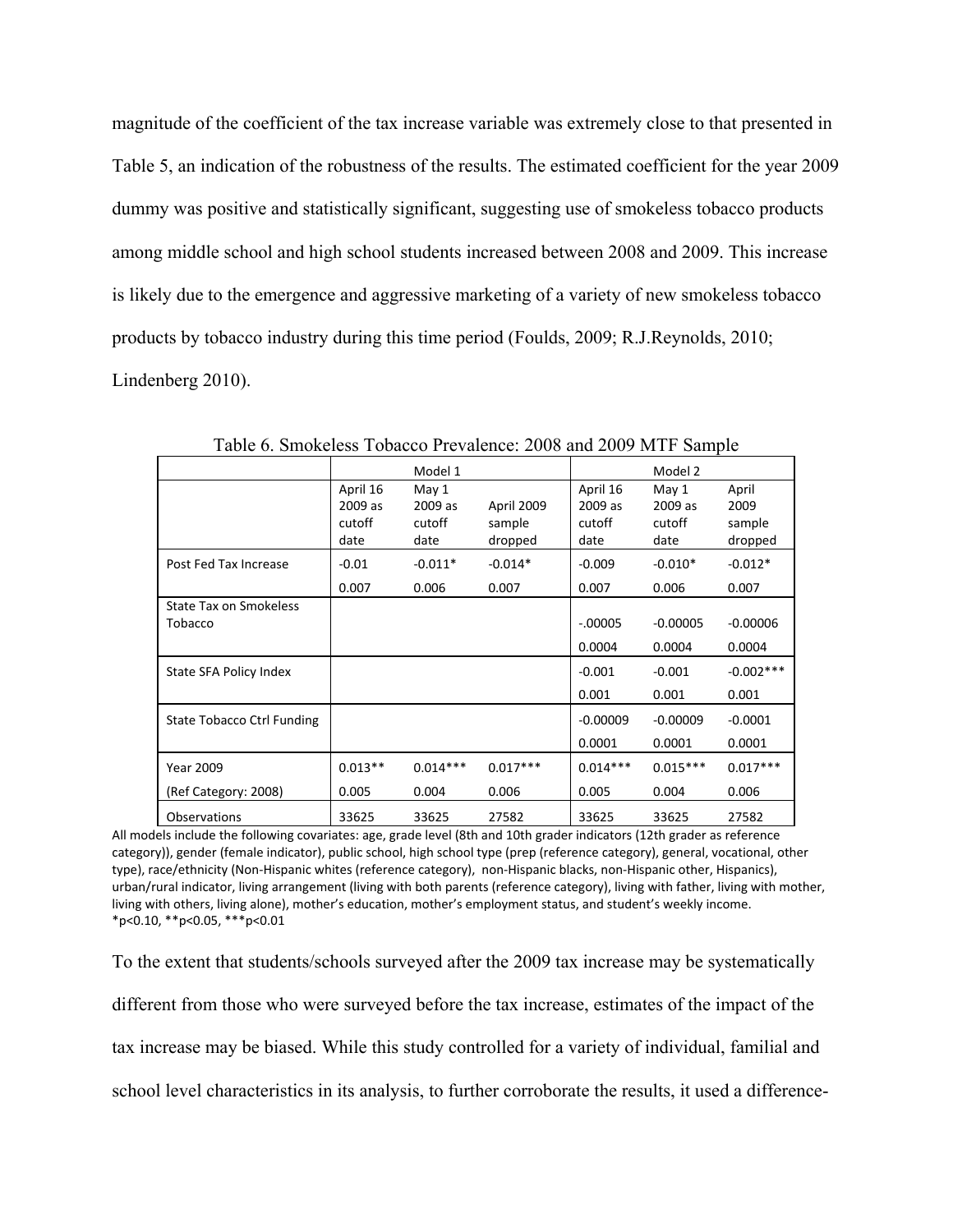magnitude of the coefficient of the tax increase variable was extremely close to that presented in Table 5, an indication of the robustness of the results. The estimated coefficient for the year 2009 dummy was positive and statistically significant, suggesting use of smokeless tobacco products among middle school and high school students increased between 2008 and 2009. This increase is likely due to the emergence and aggressive marketing of a variety of new smokeless tobacco products by tobacco industry during this time period (Foulds, 2009; R.J.Reynolds, 2010; Lindenberg 2010).

Table 6. Smokeless Tobacco Prevalence: 2008 and 2009 MTF Sample

| | Model 1 | | | Model 2 | | |
|---|---|---|---|---|---|---|
| | April 16 2009 as cutoff date | May 1 2009 as cutoff date | April 2009 sample dropped | April 16 2009 as cutoff date | May 1 2009 as cutoff date | April 2009 sample dropped |
| Post Fed Tax Increase | -0.01 | -0.011* | -0.014* | -0.009 | -0.010* | -0.012* |
| | 0.007 | 0.006 | 0.007 | 0.007 | 0.006 | 0.007 |
| State Tax on Smokeless Tobacco | | | | -.00005 | -0.00005 | -0.00006 |
| | | | | 0.0004 | 0.0004 | 0.0004 |
| State SFA Policy Index | | | | -0.001 | -0.001 | -0.002*** |
| | | | | 0.001 | 0.001 | 0.001 |
| State Tobacco Ctrl Funding | | | | -0.00009 | -0.00009 | -0.0001 |
| | | | | 0.0001 | 0.0001 | 0.0001 |
| Year 2009 | 0.013** | 0.014*** | 0.017*** | 0.014*** | 0.015*** | 0.017*** |
| (Ref Category: 2008) | 0.005 | 0.004 | 0.006 | 0.005 | 0.004 | 0.006 |
| Observations | 33625 | 33625 | 27582 | 33625 | 33625 | 27582 |

All models include the following covariates: age, grade level (8th and 10th grader indicators (12th grader as reference category)), gender (female indicator), public school, high school type (prep (reference category), general, vocational, other type), race/ethnicity (Non-Hispanic whites (reference category), non-Hispanic blacks, non-Hispanic other, Hispanics), urban/rural indicator, living arrangement (living with both parents (reference category), living with father, living with mother, living with others, living alone), mother's education, mother's employment status, and student's weekly income.
*p<0.10, **p<0.05, ***p<0.01

To the extent that students/schools surveyed after the 2009 tax increase may be systematically different from those who were surveyed before the tax increase, estimates of the impact of the tax increase may be biased. While this study controlled for a variety of individual, familial and school level characteristics in its analysis, to further corroborate the results, it used a difference-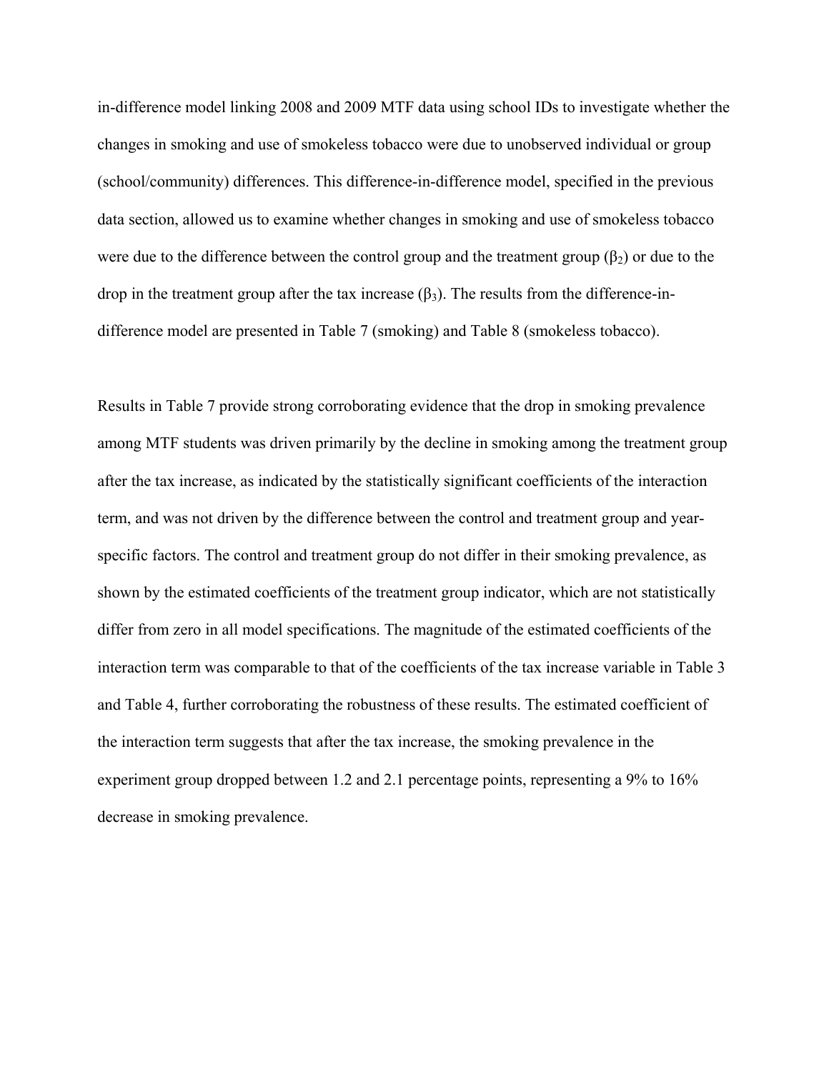in-difference model linking 2008 and 2009 MTF data using school IDs to investigate whether the changes in smoking and use of smokeless tobacco were due to unobserved individual or group (school/community) differences. This difference-in-difference model, specified in the previous data section, allowed us to examine whether changes in smoking and use of smokeless tobacco were due to the difference between the control group and the treatment group ($\beta_2$) or due to the drop in the treatment group after the tax increase ($\beta_3$). The results from the difference-in-difference model are presented in Table 7 (smoking) and Table 8 (smokeless tobacco).

Results in Table 7 provide strong corroborating evidence that the drop in smoking prevalence among MTF students was driven primarily by the decline in smoking among the treatment group after the tax increase, as indicated by the statistically significant coefficients of the interaction term, and was not driven by the difference between the control and treatment group and year-specific factors. The control and treatment group do not differ in their smoking prevalence, as shown by the estimated coefficients of the treatment group indicator, which are not statistically differ from zero in all model specifications. The magnitude of the estimated coefficients of the interaction term was comparable to that of the coefficients of the tax increase variable in Table 3 and Table 4, further corroborating the robustness of these results. The estimated coefficient of the interaction term suggests that after the tax increase, the smoking prevalence in the experiment group dropped between 1.2 and 2.1 percentage points, representing a 9% to 16% decrease in smoking prevalence.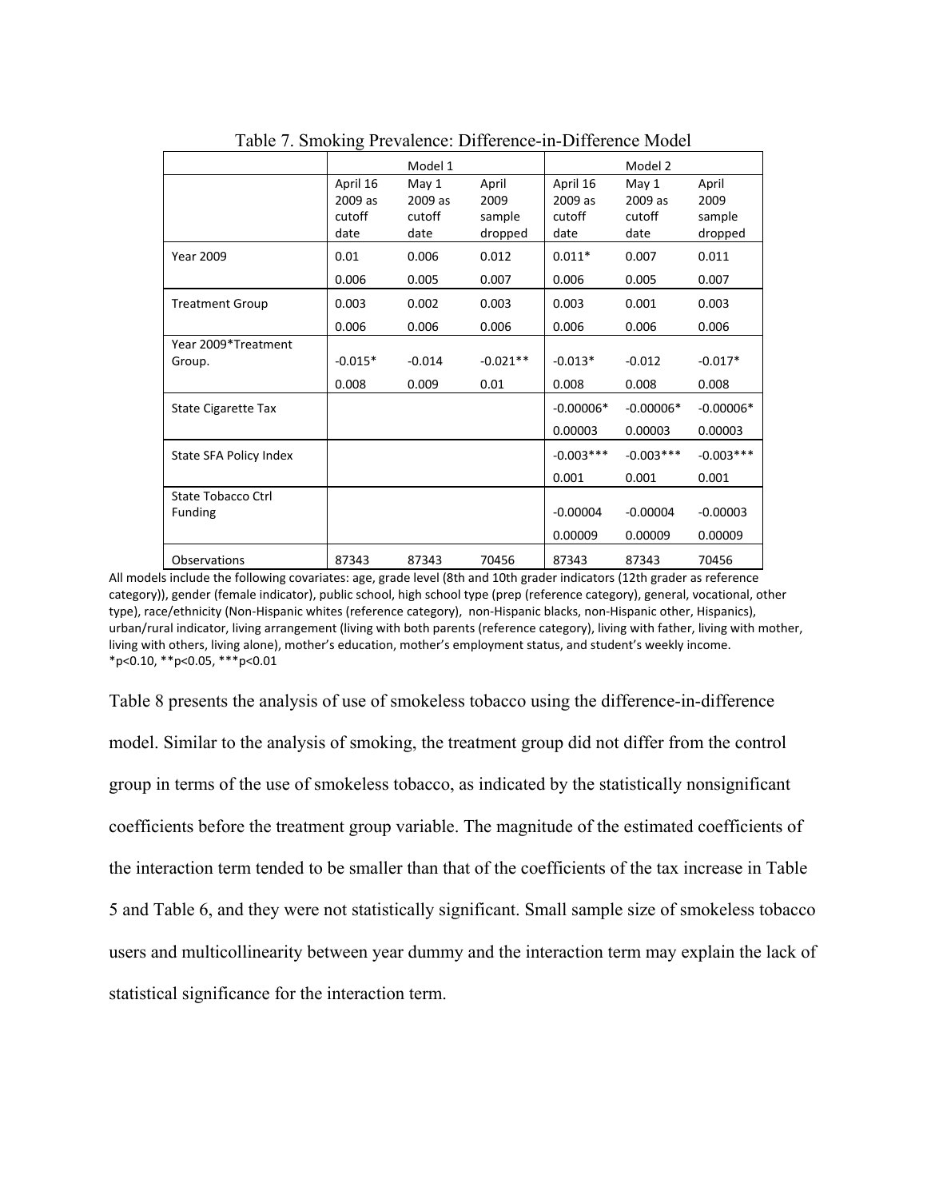Table 7. Smoking Prevalence: Difference-in-Difference Model

| | Model 1 | | | Model 2 | | |
|---|---|---|---|---|---|---|
| | April 16 2009 as cutoff date | May 1 2009 as cutoff date | April 2009 sample dropped | April 16 2009 as cutoff date | May 1 2009 as cutoff date | April 2009 sample dropped |
| Year 2009 | 0.01 | 0.006 | 0.012 | 0.011* | 0.007 | 0.011 |
| | 0.006 | 0.005 | 0.007 | 0.006 | 0.005 | 0.007 |
| Treatment Group | 0.003 | 0.002 | 0.003 | 0.003 | 0.001 | 0.003 |
| | 0.006 | 0.006 | 0.006 | 0.006 | 0.006 | 0.006 |
| Year 2009*Treatment Group. | -0.015* | -0.014 | -0.021** | -0.013* | -0.012 | -0.017* |
| | 0.008 | 0.009 | 0.01 | 0.008 | 0.008 | 0.008 |
| State Cigarette Tax | | | | -0.00006* | -0.00006* | -0.00006* |
| | | | | 0.00003 | 0.00003 | 0.00003 |
| State SFA Policy Index | | | | -0.003*** | -0.003*** | -0.003*** |
| | | | | 0.001 | 0.001 | 0.001 |
| State Tobacco Ctrl Funding | | | | -0.00004 | -0.00004 | -0.00003 |
| | | | | 0.00009 | 0.00009 | 0.00009 |
| Observations | 87343 | 87343 | 70456 | 87343 | 87343 | 70456 |

All models include the following covariates: age, grade level (8th and 10th grader indicators (12th grader as reference category)), gender (female indicator), public school, high school type (prep (reference category), general, vocational, other type), race/ethnicity (Non-Hispanic whites (reference category), non-Hispanic blacks, non-Hispanic other, Hispanics), urban/rural indicator, living arrangement (living with both parents (reference category), living with father, living with mother, living with others, living alone), mother's education, mother's employment status, and student's weekly income.
*p<0.10, **p<0.05, ***p<0.01

Table 8 presents the analysis of use of smokeless tobacco using the difference-in-difference model. Similar to the analysis of smoking, the treatment group did not differ from the control group in terms of the use of smokeless tobacco, as indicated by the statistically nonsignificant coefficients before the treatment group variable. The magnitude of the estimated coefficients of the interaction term tended to be smaller than that of the coefficients of the tax increase in Table 5 and Table 6, and they were not statistically significant. Small sample size of smokeless tobacco users and multicollinearity between year dummy and the interaction term may explain the lack of statistical significance for the interaction term.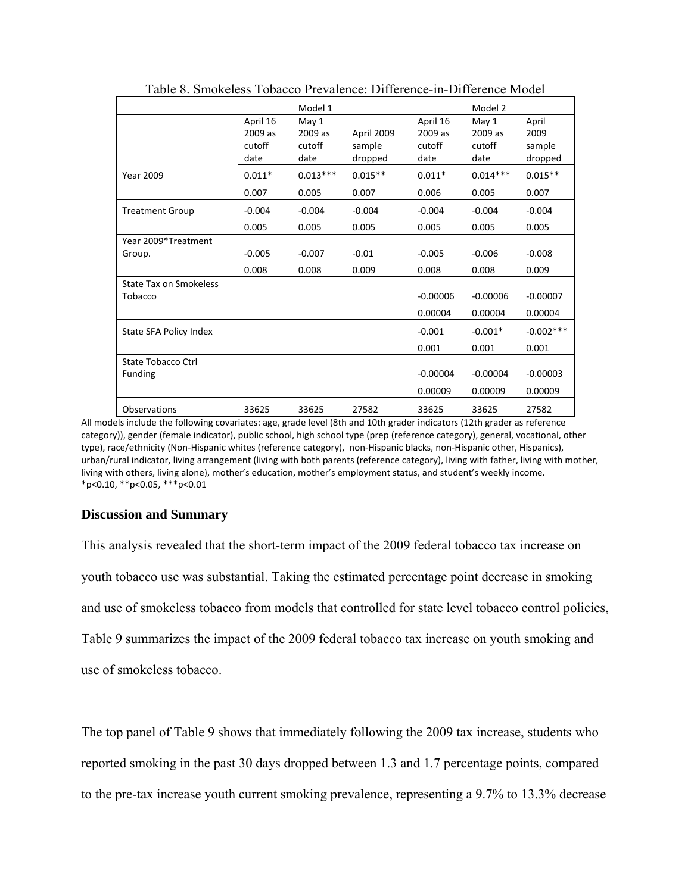Table 8. Smokeless Tobacco Prevalence: Difference-in-Difference Model

| | Model 1 | | | Model 2 | | |
|---|---|---|---|---|---|---|
| | April 16 2009 as cutoff date | May 1 2009 as cutoff date | April 2009 sample dropped | April 16 2009 as cutoff date | May 1 2009 as cutoff date | April 2009 sample dropped |
| Year 2009 | 0.011* | 0.013*** | 0.015** | 0.011* | 0.014*** | 0.015** |
| | 0.007 | 0.005 | 0.007 | 0.006 | 0.005 | 0.007 |
| Treatment Group | -0.004 | -0.004 | -0.004 | -0.004 | -0.004 | -0.004 |
| | 0.005 | 0.005 | 0.005 | 0.005 | 0.005 | 0.005 |
| Year 2009*Treatment Group. | -0.005 | -0.007 | -0.01 | -0.005 | -0.006 | -0.008 |
| | 0.008 | 0.008 | 0.009 | 0.008 | 0.008 | 0.009 |
| State Tax on Smokeless Tobacco | | | | -0.00006 | -0.00006 | -0.00007 |
| | | | | 0.00004 | 0.00004 | 0.00004 |
| State SFA Policy Index | | | | -0.001 | -0.001* | -0.002*** |
| | | | | 0.001 | 0.001 | 0.001 |
| State Tobacco Ctrl Funding | | | | -0.00004 | -0.00004 | -0.00003 |
| | | | | 0.00009 | 0.00009 | 0.00009 |
| Observations | 33625 | 33625 | 27582 | 33625 | 33625 | 27582 |

All models include the following covariates: age, grade level (8th and 10th grader indicators (12th grader as reference category)), gender (female indicator), public school, high school type (prep (reference category), general, vocational, other type), race/ethnicity (Non-Hispanic whites (reference category), non-Hispanic blacks, non-Hispanic other, Hispanics), urban/rural indicator, living arrangement (living with both parents (reference category), living with father, living with mother, living with others, living alone), mother's education, mother's employment status, and student's weekly income.
*p<0.10, **p<0.05, ***p<0.01

## Discussion and Summary

This analysis revealed that the short-term impact of the 2009 federal tobacco tax increase on youth tobacco use was substantial. Taking the estimated percentage point decrease in smoking and use of smokeless tobacco from models that controlled for state level tobacco control policies, Table 9 summarizes the impact of the 2009 federal tobacco tax increase on youth smoking and use of smokeless tobacco.

The top panel of Table 9 shows that immediately following the 2009 tax increase, students who reported smoking in the past 30 days dropped between 1.3 and 1.7 percentage points, compared to the pre-tax increase youth current smoking prevalence, representing a 9.7% to 13.3% decrease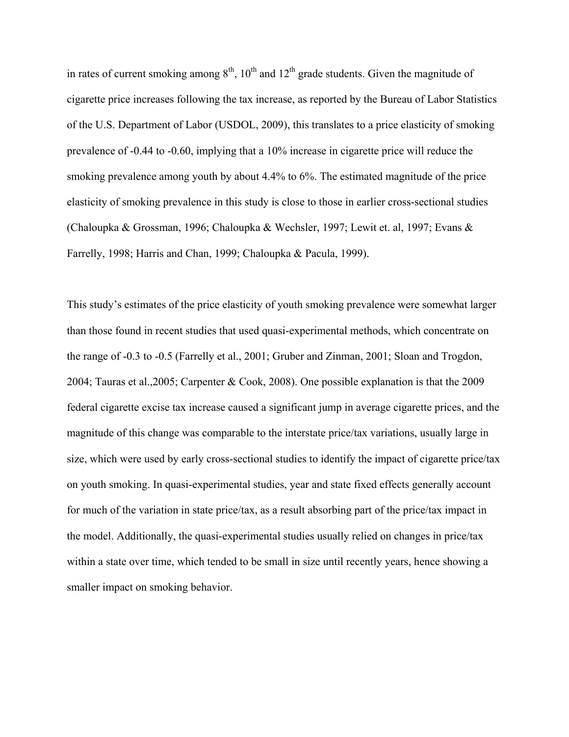in rates of current smoking among $8^{th}$, $10^{th}$ and $12^{th}$ grade students. Given the magnitude of cigarette price increases following the tax increase, as reported by the Bureau of Labor Statistics of the U.S. Department of Labor (USDOL, 2009), this translates to a price elasticity of smoking prevalence of -0.44 to -0.60, implying that a 10% increase in cigarette price will reduce the smoking prevalence among youth by about 4.4% to 6%. The estimated magnitude of the price elasticity of smoking prevalence in this study is close to those in earlier cross-sectional studies (Chaloupka & Grossman, 1996; Chaloupka & Wechsler, 1997; Lewit et. al, 1997; Evans & Farrelly, 1998; Harris and Chan, 1999; Chaloupka & Pacula, 1999).

This study's estimates of the price elasticity of youth smoking prevalence were somewhat larger than those found in recent studies that used quasi-experimental methods, which concentrate on the range of -0.3 to -0.5 (Farrelly et al., 2001; Gruber and Zinman, 2001; Sloan and Trogdon, 2004; Tauras et al.,2005; Carpenter & Cook, 2008). One possible explanation is that the 2009 federal cigarette excise tax increase caused a significant jump in average cigarette prices, and the magnitude of this change was comparable to the interstate price/tax variations, usually large in size, which were used by early cross-sectional studies to identify the impact of cigarette price/tax on youth smoking. In quasi-experimental studies, year and state fixed effects generally account for much of the variation in state price/tax, as a result absorbing part of the price/tax impact in the model. Additionally, the quasi-experimental studies usually relied on changes in price/tax within a state over time, which tended to be small in size until recently years, hence showing a smaller impact on smoking behavior.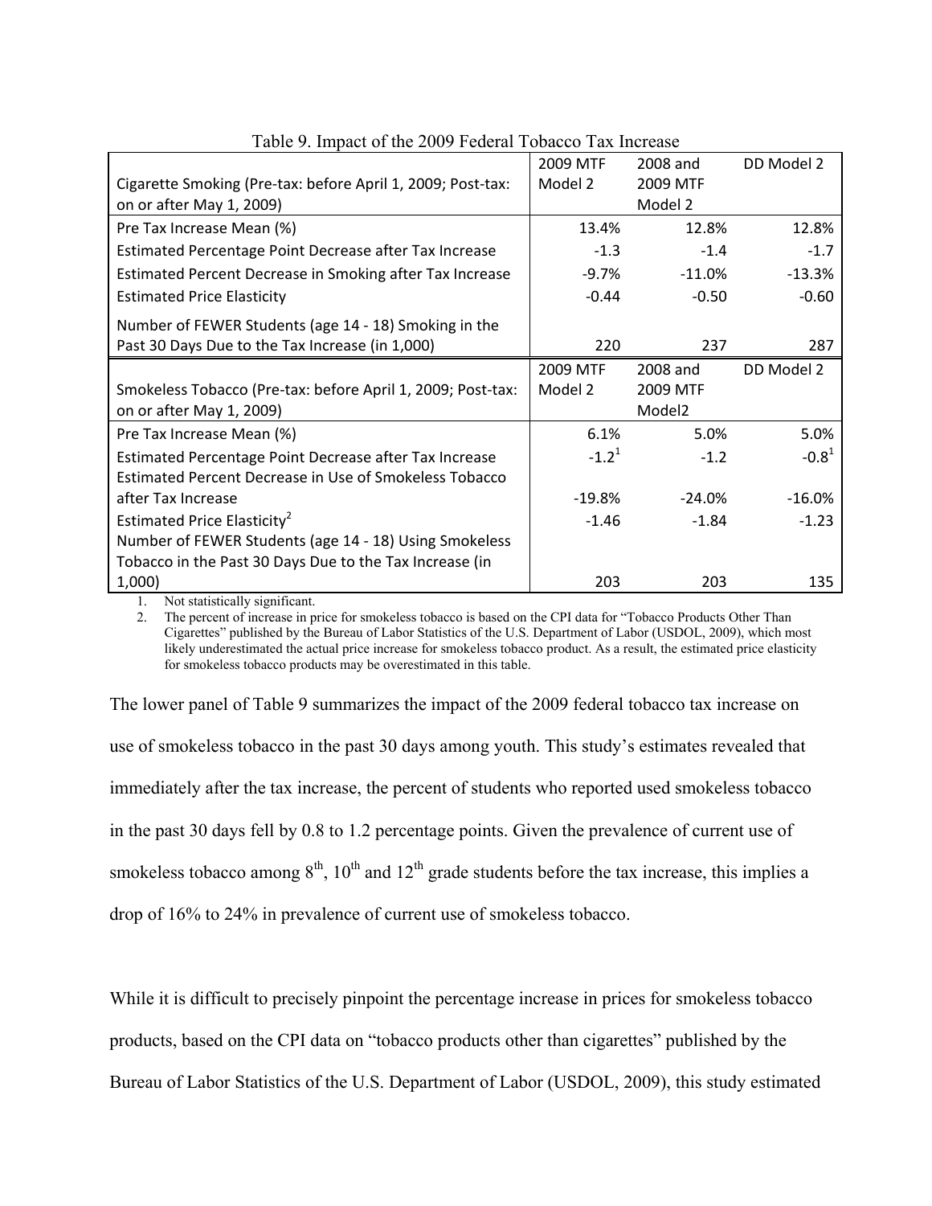Table 9. Impact of the 2009 Federal Tobacco Tax Increase

| Cigarette Smoking (Pre-tax: before April 1, 2009; Post-tax: on or after May 1, 2009) | 2009 MTF Model 2 | 2008 and 2009 MTF Model 2 | DD Model 2 |
|---|---|---|---|
| Pre Tax Increase Mean (%) | 13.4% | 12.8% | 12.8% |
| Estimated Percentage Point Decrease after Tax Increase | -1.3 | -1.4 | -1.7 |
| Estimated Percent Decrease in Smoking after Tax Increase | -9.7% | -11.0% | -13.3% |
| Estimated Price Elasticity | -0.44 | -0.50 | -0.60 |
| Number of FEWER Students (age 14 - 18) Smoking in the Past 30 Days Due to the Tax Increase (in 1,000) | 220 | 237 | 287 |
| **Smokeless Tobacco (Pre-tax: before April 1, 2009; Post-tax: on or after May 1, 2009)** | **2009 MTF Model 2** | **2008 and 2009 MTF Model2** | **DD Model 2** |
| Pre Tax Increase Mean (%) | 6.1% | 5.0% | 5.0% |
| Estimated Percentage Point Decrease after Tax Increase | -1.2[1] | -1.2 | -0.8[1] |
| Estimated Percent Decrease in Use of Smokeless Tobacco after Tax Increase | -19.8% | -24.0% | -16.0% |
| Estimated Price Elasticity[2] | -1.46 | -1.84 | -1.23 |
| Number of FEWER Students (age 14 - 18) Using Smokeless Tobacco in the Past 30 Days Due to the Tax Increase (in 1,000) | 203 | 203 | 135 |

1. Not statistically significant.
2. The percent of increase in price for smokeless tobacco is based on the CPI data for "Tobacco Products Other Than Cigarettes" published by the Bureau of Labor Statistics of the U.S. Department of Labor (USDOL, 2009), which most likely underestimated the actual price increase for smokeless tobacco product. As a result, the estimated price elasticity for smokeless tobacco products may be overestimated in this table.

The lower panel of Table 9 summarizes the impact of the 2009 federal tobacco tax increase on use of smokeless tobacco in the past 30 days among youth. This study's estimates revealed that immediately after the tax increase, the percent of students who reported used smokeless tobacco in the past 30 days fell by 0.8 to 1.2 percentage points. Given the prevalence of current use of smokeless tobacco among 8th, 10th and 12th grade students before the tax increase, this implies a drop of 16% to 24% in prevalence of current use of smokeless tobacco.

While it is difficult to precisely pinpoint the percentage increase in prices for smokeless tobacco products, based on the CPI data on "tobacco products other than cigarettes" published by the Bureau of Labor Statistics of the U.S. Department of Labor (USDOL, 2009), this study estimated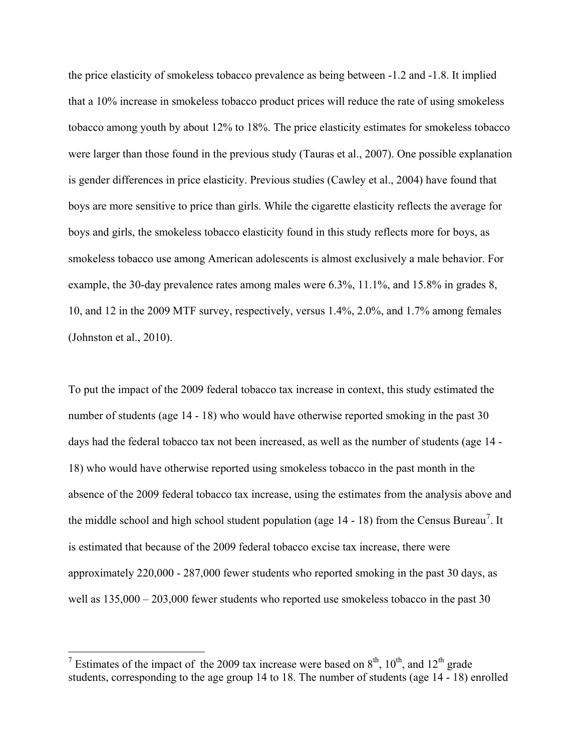the price elasticity of smokeless tobacco prevalence as being between -1.2 and -1.8. It implied that a 10% increase in smokeless tobacco product prices will reduce the rate of using smokeless tobacco among youth by about 12% to 18%. The price elasticity estimates for smokeless tobacco were larger than those found in the previous study (Tauras et al., 2007). One possible explanation is gender differences in price elasticity. Previous studies (Cawley et al., 2004) have found that boys are more sensitive to price than girls. While the cigarette elasticity reflects the average for boys and girls, the smokeless tobacco elasticity found in this study reflects more for boys, as smokeless tobacco use among American adolescents is almost exclusively a male behavior. For example, the 30-day prevalence rates among males were 6.3%, 11.1%, and 15.8% in grades 8, 10, and 12 in the 2009 MTF survey, respectively, versus 1.4%, 2.0%, and 1.7% among females (Johnston et al., 2010).

To put the impact of the 2009 federal tobacco tax increase in context, this study estimated the number of students (age 14 - 18) who would have otherwise reported smoking in the past 30 days had the federal tobacco tax not been increased, as well as the number of students (age 14 - 18) who would have otherwise reported using smokeless tobacco in the past month in the absence of the 2009 federal tobacco tax increase, using the estimates from the analysis above and the middle school and high school student population (age 14 - 18) from the Census Bureau[7]. It is estimated that because of the 2009 federal tobacco excise tax increase, there were approximately 220,000 - 287,000 fewer students who reported smoking in the past 30 days, as well as 135,000 – 203,000 fewer students who reported use smokeless tobacco in the past 30

[7] Estimates of the impact of the 2009 tax increase were based on 8th, 10th, and 12th grade students, corresponding to the age group 14 to 18. The number of students (age 14 - 18) enrolled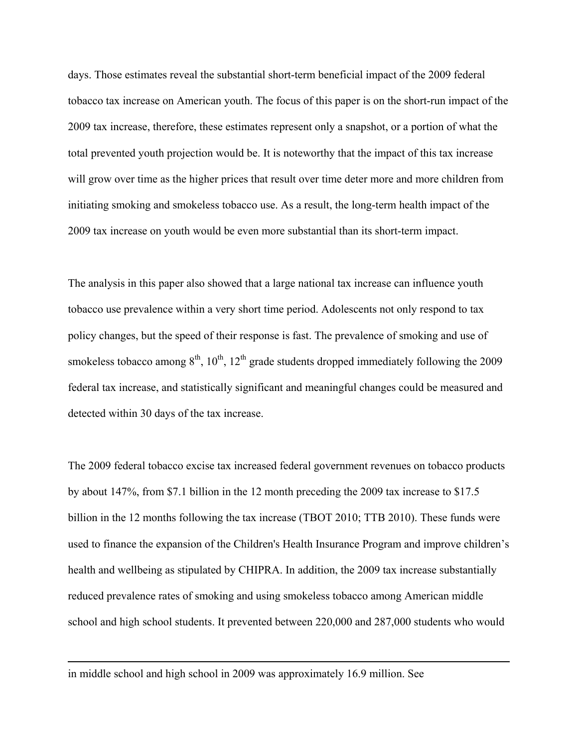days. Those estimates reveal the substantial short-term beneficial impact of the 2009 federal tobacco tax increase on American youth. The focus of this paper is on the short-run impact of the 2009 tax increase, therefore, these estimates represent only a snapshot, or a portion of what the total prevented youth projection would be. It is noteworthy that the impact of this tax increase will grow over time as the higher prices that result over time deter more and more children from initiating smoking and smokeless tobacco use. As a result, the long-term health impact of the 2009 tax increase on youth would be even more substantial than its short-term impact.

The analysis in this paper also showed that a large national tax increase can influence youth tobacco use prevalence within a very short time period. Adolescents not only respond to tax policy changes, but the speed of their response is fast. The prevalence of smoking and use of smokeless tobacco among 8th, 10th, 12th grade students dropped immediately following the 2009 federal tax increase, and statistically significant and meaningful changes could be measured and detected within 30 days of the tax increase.

The 2009 federal tobacco excise tax increased federal government revenues on tobacco products by about 147%, from \$7.1 billion in the 12 month preceding the 2009 tax increase to \$17.5 billion in the 12 months following the tax increase (TBOT 2010; TTB 2010). These funds were used to finance the expansion of the Children's Health Insurance Program and improve children's health and wellbeing as stipulated by CHIPRA. In addition, the 2009 tax increase substantially reduced prevalence rates of smoking and using smokeless tobacco among American middle school and high school students. It prevented between 220,000 and 287,000 students who would

---

in middle school and high school in 2009 was approximately 16.9 million. See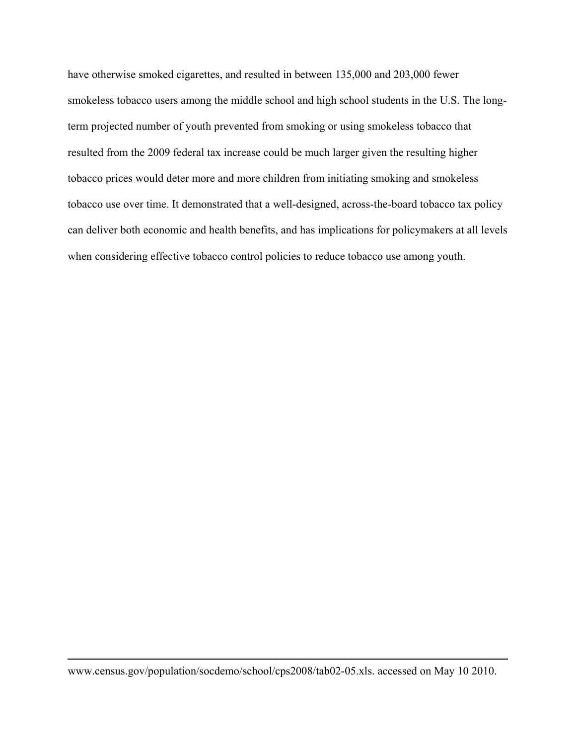have otherwise smoked cigarettes, and resulted in between 135,000 and 203,000 fewer smokeless tobacco users among the middle school and high school students in the U.S. The long-term projected number of youth prevented from smoking or using smokeless tobacco that resulted from the 2009 federal tax increase could be much larger given the resulting higher tobacco prices would deter more and more children from initiating smoking and smokeless tobacco use over time. It demonstrated that a well-designed, across-the-board tobacco tax policy can deliver both economic and health benefits, and has implications for policymakers at all levels when considering effective tobacco control policies to reduce tobacco use among youth.

---

www.census.gov/population/socdemo/school/cps2008/tab02-05.xls. accessed on May 10 2010.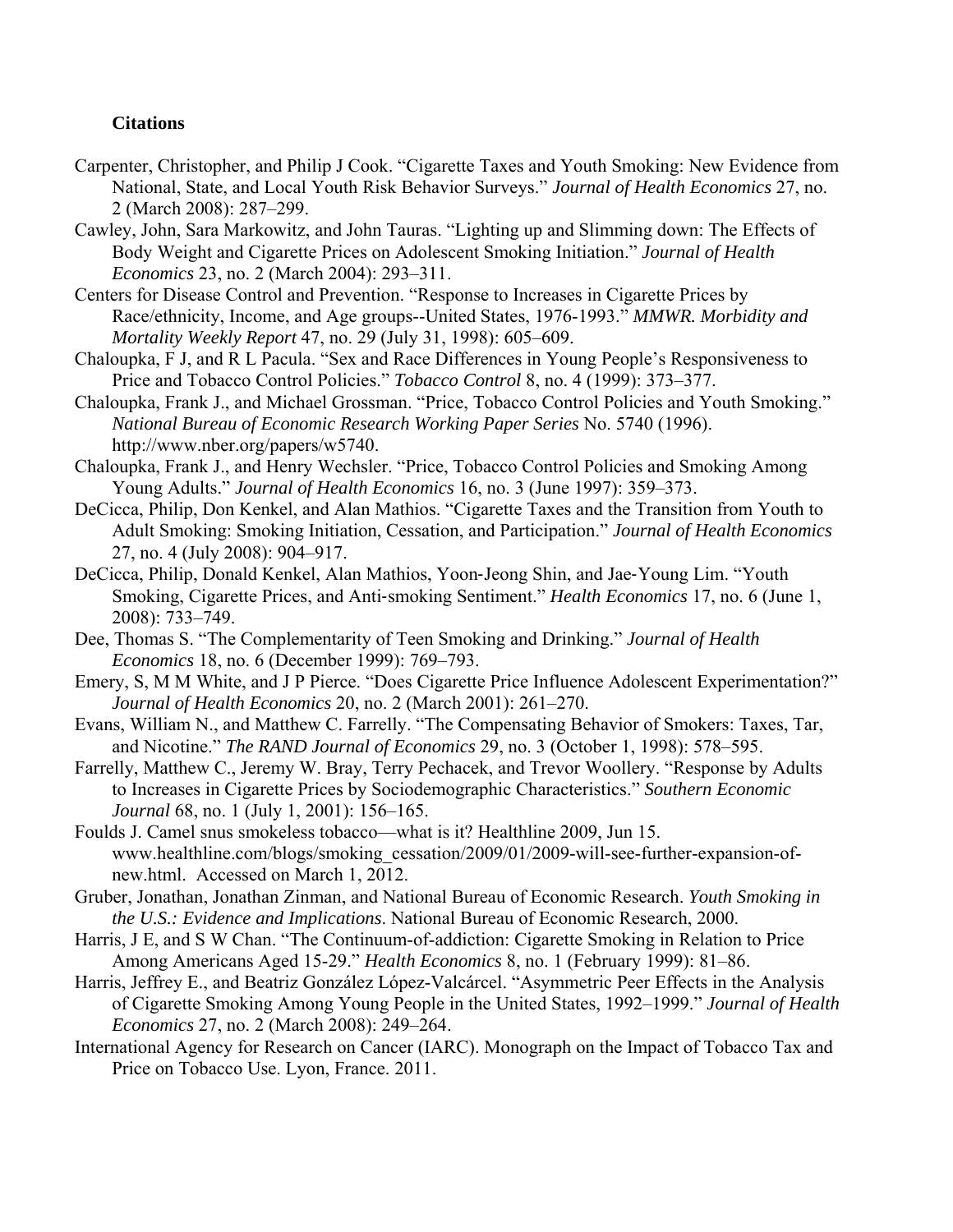**Citations**

Carpenter, Christopher, and Philip J Cook. "Cigarette Taxes and Youth Smoking: New Evidence from National, State, and Local Youth Risk Behavior Surveys." *Journal of Health Economics* 27, no. 2 (March 2008): 287–299.

Cawley, John, Sara Markowitz, and John Tauras. "Lighting up and Slimming down: The Effects of Body Weight and Cigarette Prices on Adolescent Smoking Initiation." *Journal of Health Economics* 23, no. 2 (March 2004): 293–311.

Centers for Disease Control and Prevention. "Response to Increases in Cigarette Prices by Race/ethnicity, Income, and Age groups--United States, 1976-1993." *MMWR. Morbidity and Mortality Weekly Report* 47, no. 29 (July 31, 1998): 605–609.

Chaloupka, F J, and R L Pacula. "Sex and Race Differences in Young People's Responsiveness to Price and Tobacco Control Policies." *Tobacco Control* 8, no. 4 (1999): 373–377.

Chaloupka, Frank J., and Michael Grossman. "Price, Tobacco Control Policies and Youth Smoking." *National Bureau of Economic Research Working Paper Series* No. 5740 (1996). http://www.nber.org/papers/w5740.

Chaloupka, Frank J., and Henry Wechsler. "Price, Tobacco Control Policies and Smoking Among Young Adults." *Journal of Health Economics* 16, no. 3 (June 1997): 359–373.

DeCicca, Philip, Don Kenkel, and Alan Mathios. "Cigarette Taxes and the Transition from Youth to Adult Smoking: Smoking Initiation, Cessation, and Participation." *Journal of Health Economics* 27, no. 4 (July 2008): 904–917.

DeCicca, Philip, Donald Kenkel, Alan Mathios, Yoon-Jeong Shin, and Jae-Young Lim. "Youth Smoking, Cigarette Prices, and Anti-smoking Sentiment." *Health Economics* 17, no. 6 (June 1, 2008): 733–749.

Dee, Thomas S. "The Complementarity of Teen Smoking and Drinking." *Journal of Health Economics* 18, no. 6 (December 1999): 769–793.

Emery, S, M M White, and J P Pierce. "Does Cigarette Price Influence Adolescent Experimentation?" *Journal of Health Economics* 20, no. 2 (March 2001): 261–270.

Evans, William N., and Matthew C. Farrelly. "The Compensating Behavior of Smokers: Taxes, Tar, and Nicotine." *The RAND Journal of Economics* 29, no. 3 (October 1, 1998): 578–595.

Farrelly, Matthew C., Jeremy W. Bray, Terry Pechacek, and Trevor Woollery. "Response by Adults to Increases in Cigarette Prices by Sociodemographic Characteristics." *Southern Economic Journal* 68, no. 1 (July 1, 2001): 156–165.

Foulds J. Camel snus smokeless tobacco—what is it? Healthline 2009, Jun 15. www.healthline.com/blogs/smoking_cessation/2009/01/2009-will-see-further-expansion-of-new.html. Accessed on March 1, 2012.

Gruber, Jonathan, Jonathan Zinman, and National Bureau of Economic Research. *Youth Smoking in the U.S.: Evidence and Implications*. National Bureau of Economic Research, 2000.

Harris, J E, and S W Chan. "The Continuum-of-addiction: Cigarette Smoking in Relation to Price Among Americans Aged 15-29." *Health Economics* 8, no. 1 (February 1999): 81–86.

Harris, Jeffrey E., and Beatriz González López-Valcárcel. "Asymmetric Peer Effects in the Analysis of Cigarette Smoking Among Young People in the United States, 1992–1999." *Journal of Health Economics* 27, no. 2 (March 2008): 249–264.

International Agency for Research on Cancer (IARC). Monograph on the Impact of Tobacco Tax and Price on Tobacco Use. Lyon, France. 2011.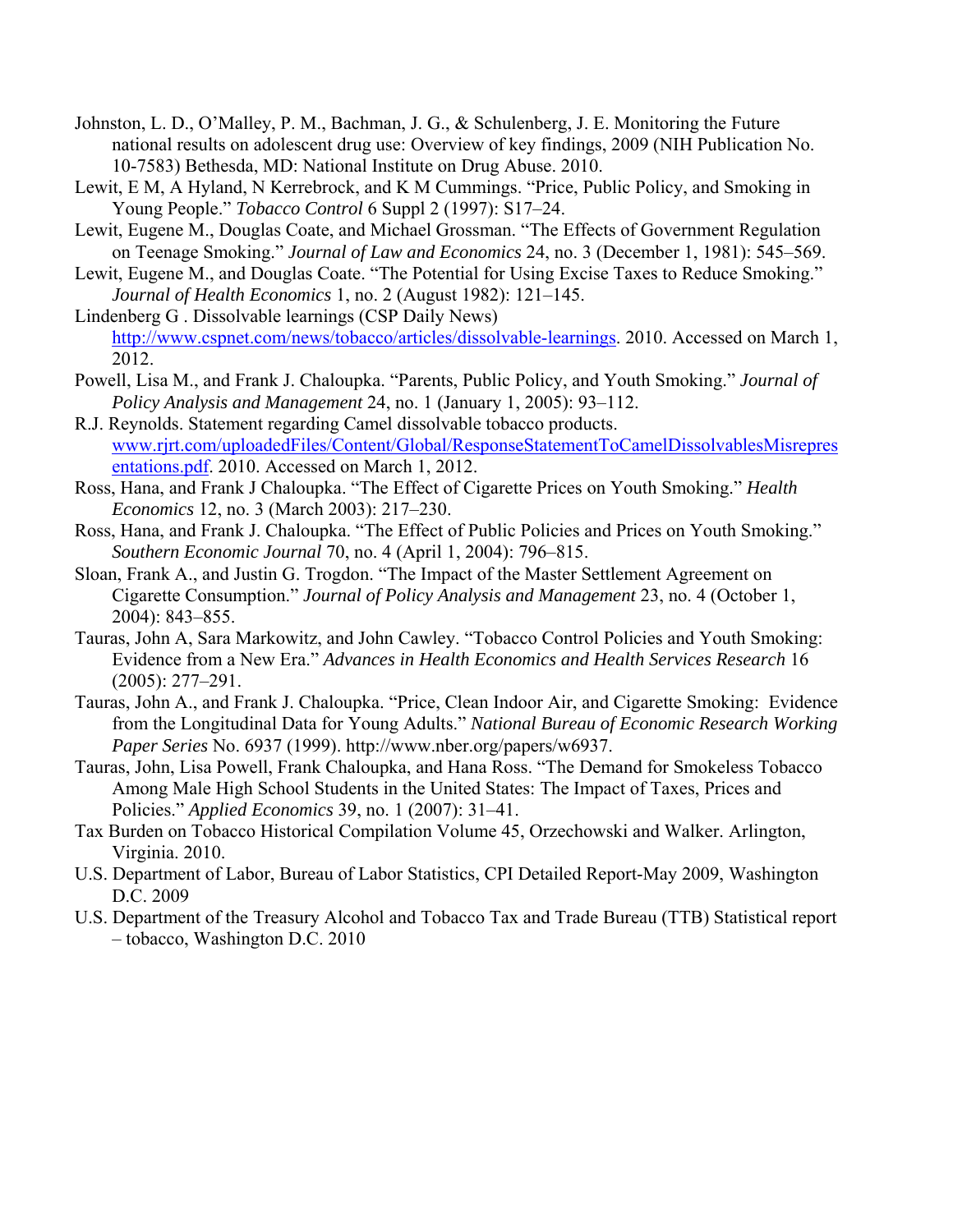Johnston, L. D., O'Malley, P. M., Bachman, J. G., & Schulenberg, J. E. Monitoring the Future national results on adolescent drug use: Overview of key findings, 2009 (NIH Publication No. 10-7583) Bethesda, MD: National Institute on Drug Abuse. 2010.

Lewit, E M, A Hyland, N Kerrebrock, and K M Cummings. "Price, Public Policy, and Smoking in Young People." *Tobacco Control* 6 Suppl 2 (1997): S17–24.

Lewit, Eugene M., Douglas Coate, and Michael Grossman. "The Effects of Government Regulation on Teenage Smoking." *Journal of Law and Economics* 24, no. 3 (December 1, 1981): 545–569.

Lewit, Eugene M., and Douglas Coate. "The Potential for Using Excise Taxes to Reduce Smoking." *Journal of Health Economics* 1, no. 2 (August 1982): 121–145.

Lindenberg G . Dissolvable learnings (CSP Daily News) http://www.cspnet.com/news/tobacco/articles/dissolvable-learnings. 2010. Accessed on March 1, 2012.

Powell, Lisa M., and Frank J. Chaloupka. "Parents, Public Policy, and Youth Smoking." *Journal of Policy Analysis and Management* 24, no. 1 (January 1, 2005): 93–112.

R.J. Reynolds. Statement regarding Camel dissolvable tobacco products. www.rjrt.com/uploadedFiles/Content/Global/ResponseStatementToCamelDissolvablesMisrepresentations.pdf. 2010. Accessed on March 1, 2012.

Ross, Hana, and Frank J Chaloupka. "The Effect of Cigarette Prices on Youth Smoking." *Health Economics* 12, no. 3 (March 2003): 217–230.

Ross, Hana, and Frank J. Chaloupka. "The Effect of Public Policies and Prices on Youth Smoking." *Southern Economic Journal* 70, no. 4 (April 1, 2004): 796–815.

Sloan, Frank A., and Justin G. Trogdon. "The Impact of the Master Settlement Agreement on Cigarette Consumption." *Journal of Policy Analysis and Management* 23, no. 4 (October 1, 2004): 843–855.

Tauras, John A, Sara Markowitz, and John Cawley. "Tobacco Control Policies and Youth Smoking: Evidence from a New Era." *Advances in Health Economics and Health Services Research* 16 (2005): 277–291.

Tauras, John A., and Frank J. Chaloupka. "Price, Clean Indoor Air, and Cigarette Smoking: Evidence from the Longitudinal Data for Young Adults." *National Bureau of Economic Research Working Paper Series* No. 6937 (1999). http://www.nber.org/papers/w6937.

Tauras, John, Lisa Powell, Frank Chaloupka, and Hana Ross. "The Demand for Smokeless Tobacco Among Male High School Students in the United States: The Impact of Taxes, Prices and Policies." *Applied Economics* 39, no. 1 (2007): 31–41.

Tax Burden on Tobacco Historical Compilation Volume 45, Orzechowski and Walker. Arlington, Virginia. 2010.

U.S. Department of Labor, Bureau of Labor Statistics, CPI Detailed Report-May 2009, Washington D.C. 2009

U.S. Department of the Treasury Alcohol and Tobacco Tax and Trade Bureau (TTB) Statistical report – tobacco, Washington D.C. 2010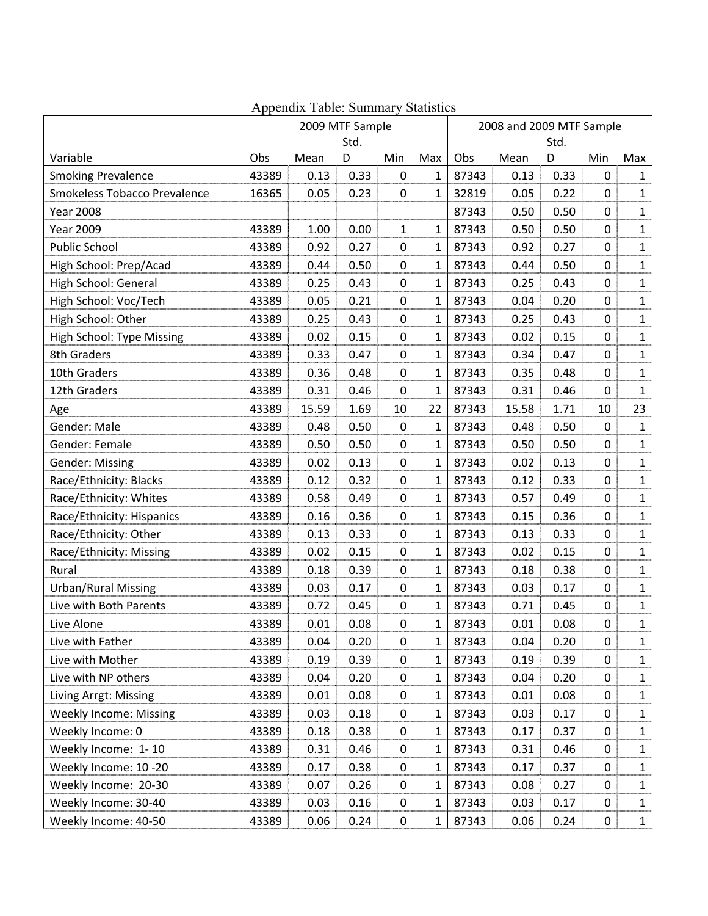Appendix Table: Summary Statistics

| | 2009 MTF Sample | | | | | 2008 and 2009 MTF Sample | | | | |
|---|---|---|---|---|---|---|---|---|---|---|
| Variable | Obs | Mean | Std. D | Min | Max | Obs | Mean | Std. D | Min | Max |
| Smoking Prevalence | 43389 | 0.13 | 0.33 | 0 | 1 | 87343 | 0.13 | 0.33 | 0 | 1 |
| Smokeless Tobacco Prevalence | 16365 | 0.05 | 0.23 | 0 | 1 | 32819 | 0.05 | 0.22 | 0 | 1 |
| Year 2008 | | | | | | 87343 | 0.50 | 0.50 | 0 | 1 |
| Year 2009 | 43389 | 1.00 | 0.00 | 1 | 1 | 87343 | 0.50 | 0.50 | 0 | 1 |
| Public School | 43389 | 0.92 | 0.27 | 0 | 1 | 87343 | 0.92 | 0.27 | 0 | 1 |
| High School: Prep/Acad | 43389 | 0.44 | 0.50 | 0 | 1 | 87343 | 0.44 | 0.50 | 0 | 1 |
| High School: General | 43389 | 0.25 | 0.43 | 0 | 1 | 87343 | 0.25 | 0.43 | 0 | 1 |
| High School: Voc/Tech | 43389 | 0.05 | 0.21 | 0 | 1 | 87343 | 0.04 | 0.20 | 0 | 1 |
| High School: Other | 43389 | 0.25 | 0.43 | 0 | 1 | 87343 | 0.25 | 0.43 | 0 | 1 |
| High School: Type Missing | 43389 | 0.02 | 0.15 | 0 | 1 | 87343 | 0.02 | 0.15 | 0 | 1 |
| 8th Graders | 43389 | 0.33 | 0.47 | 0 | 1 | 87343 | 0.34 | 0.47 | 0 | 1 |
| 10th Graders | 43389 | 0.36 | 0.48 | 0 | 1 | 87343 | 0.35 | 0.48 | 0 | 1 |
| 12th Graders | 43389 | 0.31 | 0.46 | 0 | 1 | 87343 | 0.31 | 0.46 | 0 | 1 |
| Age | 43389 | 15.59 | 1.69 | 10 | 22 | 87343 | 15.58 | 1.71 | 10 | 23 |
| Gender: Male | 43389 | 0.48 | 0.50 | 0 | 1 | 87343 | 0.48 | 0.50 | 0 | 1 |
| Gender: Female | 43389 | 0.50 | 0.50 | 0 | 1 | 87343 | 0.50 | 0.50 | 0 | 1 |
| Gender: Missing | 43389 | 0.02 | 0.13 | 0 | 1 | 87343 | 0.02 | 0.13 | 0 | 1 |
| Race/Ethnicity: Blacks | 43389 | 0.12 | 0.32 | 0 | 1 | 87343 | 0.12 | 0.33 | 0 | 1 |
| Race/Ethnicity: Whites | 43389 | 0.58 | 0.49 | 0 | 1 | 87343 | 0.57 | 0.49 | 0 | 1 |
| Race/Ethnicity: Hispanics | 43389 | 0.16 | 0.36 | 0 | 1 | 87343 | 0.15 | 0.36 | 0 | 1 |
| Race/Ethnicity: Other | 43389 | 0.13 | 0.33 | 0 | 1 | 87343 | 0.13 | 0.33 | 0 | 1 |
| Race/Ethnicity: Missing | 43389 | 0.02 | 0.15 | 0 | 1 | 87343 | 0.02 | 0.15 | 0 | 1 |
| Rural | 43389 | 0.18 | 0.39 | 0 | 1 | 87343 | 0.18 | 0.38 | 0 | 1 |
| Urban/Rural Missing | 43389 | 0.03 | 0.17 | 0 | 1 | 87343 | 0.03 | 0.17 | 0 | 1 |
| Live with Both Parents | 43389 | 0.72 | 0.45 | 0 | 1 | 87343 | 0.71 | 0.45 | 0 | 1 |
| Live Alone | 43389 | 0.01 | 0.08 | 0 | 1 | 87343 | 0.01 | 0.08 | 0 | 1 |
| Live with Father | 43389 | 0.04 | 0.20 | 0 | 1 | 87343 | 0.04 | 0.20 | 0 | 1 |
| Live with Mother | 43389 | 0.19 | 0.39 | 0 | 1 | 87343 | 0.19 | 0.39 | 0 | 1 |
| Live with NP others | 43389 | 0.04 | 0.20 | 0 | 1 | 87343 | 0.04 | 0.20 | 0 | 1 |
| Living Arrgt: Missing | 43389 | 0.01 | 0.08 | 0 | 1 | 87343 | 0.01 | 0.08 | 0 | 1 |
| Weekly Income: Missing | 43389 | 0.03 | 0.18 | 0 | 1 | 87343 | 0.03 | 0.17 | 0 | 1 |
| Weekly Income: 0 | 43389 | 0.18 | 0.38 | 0 | 1 | 87343 | 0.17 | 0.37 | 0 | 1 |
| Weekly Income: 1- 10 | 43389 | 0.31 | 0.46 | 0 | 1 | 87343 | 0.31 | 0.46 | 0 | 1 |
| Weekly Income: 10 -20 | 43389 | 0.17 | 0.38 | 0 | 1 | 87343 | 0.17 | 0.37 | 0 | 1 |
| Weekly Income: 20-30 | 43389 | 0.07 | 0.26 | 0 | 1 | 87343 | 0.08 | 0.27 | 0 | 1 |
| Weekly Income: 30-40 | 43389 | 0.03 | 0.16 | 0 | 1 | 87343 | 0.03 | 0.17 | 0 | 1 |
| Weekly Income: 40-50 | 43389 | 0.06 | 0.24 | 0 | 1 | 87343 | 0.06 | 0.24 | 0 | 1 |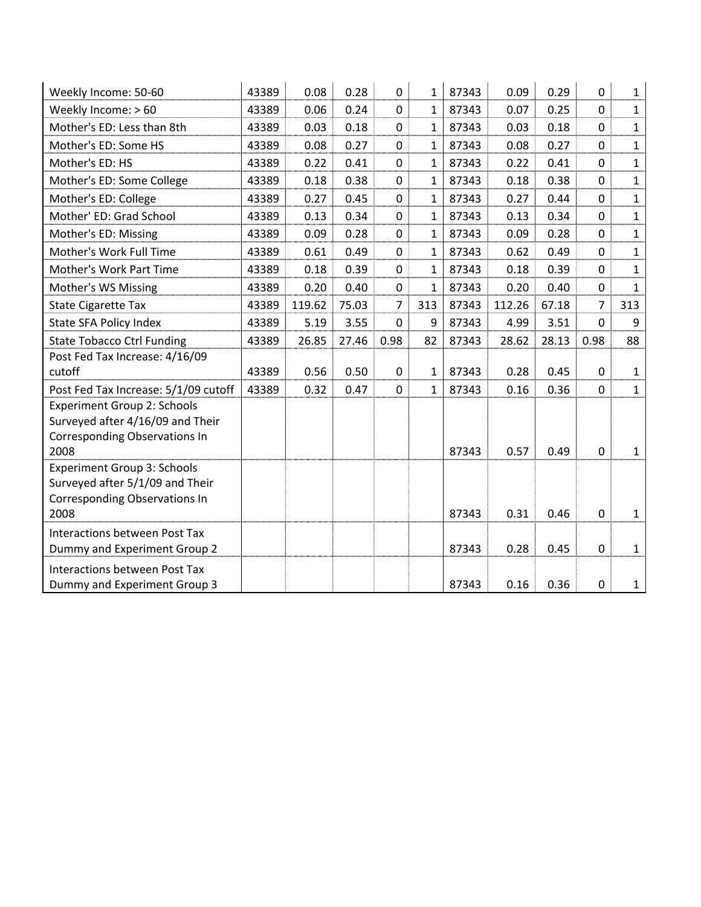| | | | | | | | | | | |
|---|---|---|---|---|---|---|---|---|---|---|
| Weekly Income: 50-60 | 43389 | 0.08 | 0.28 | 0 | 1 | 87343 | 0.09 | 0.29 | 0 | 1 |
| Weekly Income: > 60 | 43389 | 0.06 | 0.24 | 0 | 1 | 87343 | 0.07 | 0.25 | 0 | 1 |
| Mother's ED: Less than 8th | 43389 | 0.03 | 0.18 | 0 | 1 | 87343 | 0.03 | 0.18 | 0 | 1 |
| Mother's ED: Some HS | 43389 | 0.08 | 0.27 | 0 | 1 | 87343 | 0.08 | 0.27 | 0 | 1 |
| Mother's ED: HS | 43389 | 0.22 | 0.41 | 0 | 1 | 87343 | 0.22 | 0.41 | 0 | 1 |
| Mother's ED: Some College | 43389 | 0.18 | 0.38 | 0 | 1 | 87343 | 0.18 | 0.38 | 0 | 1 |
| Mother's ED: College | 43389 | 0.27 | 0.45 | 0 | 1 | 87343 | 0.27 | 0.44 | 0 | 1 |
| Mother' ED: Grad School | 43389 | 0.13 | 0.34 | 0 | 1 | 87343 | 0.13 | 0.34 | 0 | 1 |
| Mother's ED: Missing | 43389 | 0.09 | 0.28 | 0 | 1 | 87343 | 0.09 | 0.28 | 0 | 1 |
| Mother's Work Full Time | 43389 | 0.61 | 0.49 | 0 | 1 | 87343 | 0.62 | 0.49 | 0 | 1 |
| Mother's Work Part Time | 43389 | 0.18 | 0.39 | 0 | 1 | 87343 | 0.18 | 0.39 | 0 | 1 |
| Mother's WS Missing | 43389 | 0.20 | 0.40 | 0 | 1 | 87343 | 0.20 | 0.40 | 0 | 1 |
| State Cigarette Tax | 43389 | 119.62 | 75.03 | 7 | 313 | 87343 | 112.26 | 67.18 | 7 | 313 |
| State SFA Policy Index | 43389 | 5.19 | 3.55 | 0 | 9 | 87343 | 4.99 | 3.51 | 0 | 9 |
| State Tobacco Ctrl Funding | 43389 | 26.85 | 27.46 | 0.98 | 82 | 87343 | 28.62 | 28.13 | 0.98 | 88 |
| Post Fed Tax Increase: 4/16/09 cutoff | 43389 | 0.56 | 0.50 | 0 | 1 | 87343 | 0.28 | 0.45 | 0 | 1 |
| Post Fed Tax Increase: 5/1/09 cutoff | 43389 | 0.32 | 0.47 | 0 | 1 | 87343 | 0.16 | 0.36 | 0 | 1 |
| Experiment Group 2: Schools Surveyed after 4/16/09 and Their Corresponding Observations In 2008 | | | | | | 87343 | 0.57 | 0.49 | 0 | 1 |
| Experiment Group 3: Schools Surveyed after 5/1/09 and Their Corresponding Observations In 2008 | | | | | | 87343 | 0.31 | 0.46 | 0 | 1 |
| Interactions between Post Tax Dummy and Experiment Group 2 | | | | | | 87343 | 0.28 | 0.45 | 0 | 1 |
| Interactions between Post Tax Dummy and Experiment Group 3 | | | | | | 87343 | 0.16 | 0.36 | 0 | 1 |